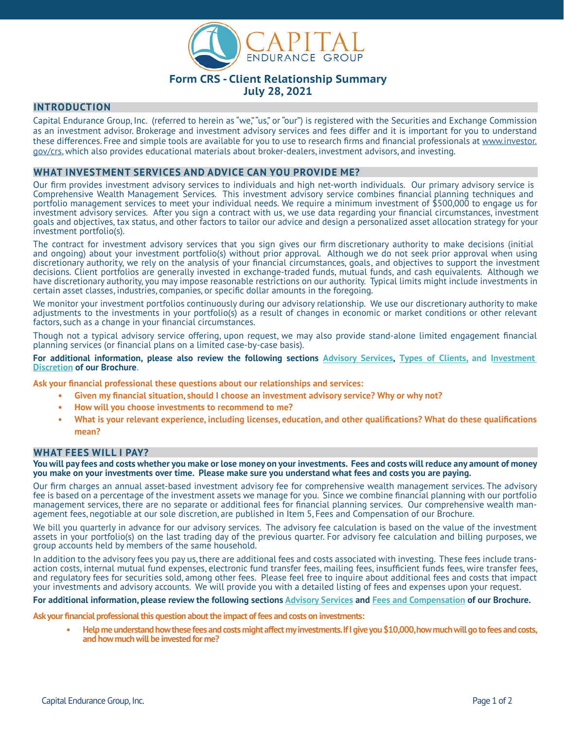# Form CRS - Client Relationship Summary
## July 28, 2021

## INTRODUCTION

Capital Endurance Group, Inc. (referred to herein as "we," "us," or "our") is registered with the Securities and Exchange Commission as an investment advisor. Brokerage and investment advisory services and fees differ and it is important for you to understand these differences. Free and simple tools are available for you to use to research firms and financial professionals at www.investor.gov/crs, which also provides educational materials about broker-dealers, investment advisors, and investing.

## WHAT INVESTMENT SERVICES AND ADVICE CAN YOU PROVIDE ME?

Our firm provides investment advisory services to individuals and high net-worth individuals. Our primary advisory service is Comprehensive Wealth Management Services. This investment advisory service combines financial planning techniques and portfolio management services to meet your individual needs. We require a minimum investment of $500,000 to engage us for investment advisory services. After you sign a contract with us, we use data regarding your financial circumstances, investment goals and objectives, tax status, and other factors to tailor our advice and design a personalized asset allocation strategy for your investment portfolio(s).

The contract for investment advisory services that you sign gives our firm discretionary authority to make decisions (initial and ongoing) about your investment portfolio(s) without prior approval. Although we do not seek prior approval when using discretionary authority, we rely on the analysis of your financial circumstances, goals, and objectives to support the investment decisions. Client portfolios are generally invested in exchange-traded funds, mutual funds, and cash equivalents. Although we have discretionary authority, you may impose reasonable restrictions on our authority. Typical limits might include investments in certain asset classes, industries, companies, or specific dollar amounts in the foregoing.

We monitor your investment portfolios continuously during our advisory relationship. We use our discretionary authority to make adjustments to the investments in your portfolio(s) as a result of changes in economic or market conditions or other relevant factors, such as a change in your financial circumstances.

Though not a typical advisory service offering, upon request, we may also provide stand-alone limited engagement financial planning services (or financial plans on a limited case-by-case basis).

**For additional information, please also review the following sections Advisory Services, Types of Clients, and Investment Discretion of our Brochure.**

**Ask your financial professional these questions about our relationships and services:**

- **Given my financial situation, should I choose an investment advisory service? Why or why not?**
- **How will you choose investments to recommend to me?**
- **What is your relevant experience, including licenses, education, and other qualifications? What do these qualifications mean?**

## WHAT FEES WILL I PAY?

**You will pay fees and costs whether you make or lose money on your investments. Fees and costs will reduce any amount of money you make on your investments over time. Please make sure you understand what fees and costs you are paying.**

Our firm charges an annual asset-based investment advisory fee for comprehensive wealth management services. The advisory fee is based on a percentage of the investment assets we manage for you. Since we combine financial planning with our portfolio management services, there are no separate or additional fees for financial planning services. Our comprehensive wealth management fees, negotiable at our sole discretion, are published in Item 5, Fees and Compensation of our Brochure.

We bill you quarterly in advance for our advisory services. The advisory fee calculation is based on the value of the investment assets in your portfolio(s) on the last trading day of the previous quarter. For advisory fee calculation and billing purposes, we group accounts held by members of the same household.

In addition to the advisory fees you pay us, there are additional fees and costs associated with investing. These fees include transaction costs, internal mutual fund expenses, electronic fund transfer fees, mailing fees, insufficient funds fees, wire transfer fees, and regulatory fees for securities sold, among other fees. Please feel free to inquire about additional fees and costs that impact your investments and advisory accounts. We will provide you with a detailed listing of fees and expenses upon your request.

**For additional information, please review the following sections Advisory Services and Fees and Compensation of our Brochure.**

**Ask your financial professional this question about the impact of fees and costs on investments:**

- **Help me understand how these fees and costs might affect my investments. If I give you $10,000, how much will go to fees and costs, and how much will be invested for me?**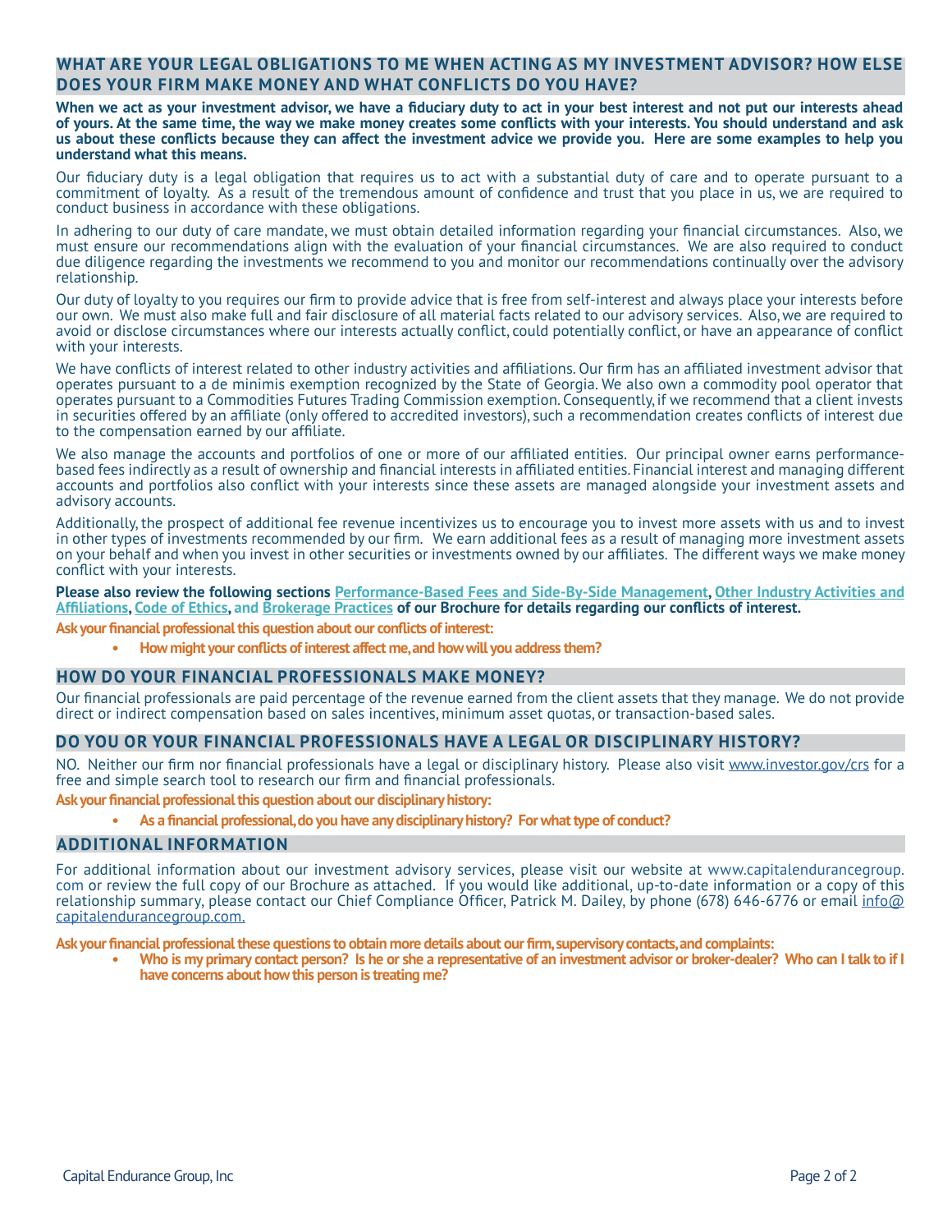## WHAT ARE YOUR LEGAL OBLIGATIONS TO ME WHEN ACTING AS MY INVESTMENT ADVISOR? HOW ELSE DOES YOUR FIRM MAKE MONEY AND WHAT CONFLICTS DO YOU HAVE?

**When we act as your investment advisor, we have a fiduciary duty to act in your best interest and not put our interests ahead of yours. At the same time, the way we make money creates some conflicts with your interests. You should understand and ask us about these conflicts because they can affect the investment advice we provide you. Here are some examples to help you understand what this means.**

Our fiduciary duty is a legal obligation that requires us to act with a substantial duty of care and to operate pursuant to a commitment of loyalty. As a result of the tremendous amount of confidence and trust that you place in us, we are required to conduct business in accordance with these obligations.

In adhering to our duty of care mandate, we must obtain detailed information regarding your financial circumstances. Also, we must ensure our recommendations align with the evaluation of your financial circumstances. We are also required to conduct due diligence regarding the investments we recommend to you and monitor our recommendations continually over the advisory relationship.

Our duty of loyalty to you requires our firm to provide advice that is free from self-interest and always place your interests before our own. We must also make full and fair disclosure of all material facts related to our advisory services. Also, we are required to avoid or disclose circumstances where our interests actually conflict, could potentially conflict, or have an appearance of conflict with your interests.

We have conflicts of interest related to other industry activities and affiliations. Our firm has an affiliated investment advisor that operates pursuant to a de minimis exemption recognized by the State of Georgia. We also own a commodity pool operator that operates pursuant to a Commodities Futures Trading Commission exemption. Consequently, if we recommend that a client invests in securities offered by an affiliate (only offered to accredited investors), such a recommendation creates conflicts of interest due to the compensation earned by our affiliate.

We also manage the accounts and portfolios of one or more of our affiliated entities. Our principal owner earns performance-based fees indirectly as a result of ownership and financial interests in affiliated entities. Financial interest and managing different accounts and portfolios also conflict with your interests since these assets are managed alongside your investment assets and advisory accounts.

Additionally, the prospect of additional fee revenue incentivizes us to encourage you to invest more assets with us and to invest in other types of investments recommended by our firm. We earn additional fees as a result of managing more investment assets on your behalf and when you invest in other securities or investments owned by our affiliates. The different ways we make money conflict with your interests.

**Please also review the following sections Performance-Based Fees and Side-By-Side Management, Other Industry Activities and Affiliations, Code of Ethics, and Brokerage Practices of our Brochure for details regarding our conflicts of interest.**

**Ask your financial professional this question about our conflicts of interest:**

- **How might your conflicts of interest affect me, and how will you address them?**

## HOW DO YOUR FINANCIAL PROFESSIONALS MAKE MONEY?

Our financial professionals are paid percentage of the revenue earned from the client assets that they manage. We do not provide direct or indirect compensation based on sales incentives, minimum asset quotas, or transaction-based sales.

## DO YOU OR YOUR FINANCIAL PROFESSIONALS HAVE A LEGAL OR DISCIPLINARY HISTORY?

NO. Neither our firm nor financial professionals have a legal or disciplinary history. Please also visit www.investor.gov/crs for a free and simple search tool to research our firm and financial professionals.

**Ask your financial professional this question about our disciplinary history:**

- **As a financial professional, do you have any disciplinary history? For what type of conduct?**

## ADDITIONAL INFORMATION

For additional information about our investment advisory services, please visit our website at www.capitalendurancegroup.com or review the full copy of our Brochure as attached. If you would like additional, up-to-date information or a copy of this relationship summary, please contact our Chief Compliance Officer, Patrick M. Dailey, by phone (678) 646-6776 or email info@capitalendurancegroup.com.

**Ask your financial professional these questions to obtain more details about our firm, supervisory contacts, and complaints:**

- **Who is my primary contact person? Is he or she a representative of an investment advisor or broker-dealer? Who can I talk to if I have concerns about how this person is treating me?**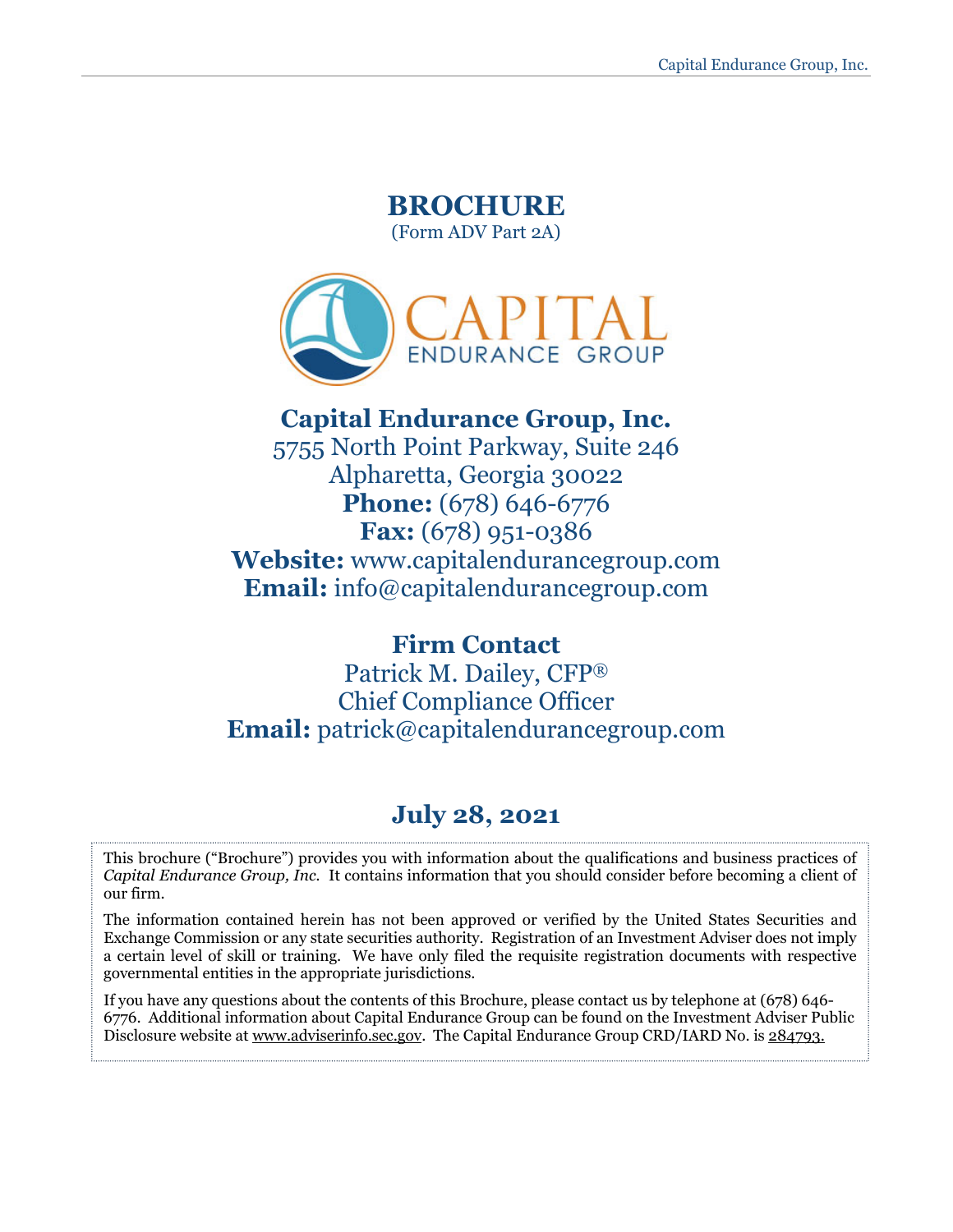# BROCHURE

(Form ADV Part 2A)

## Capital Endurance Group, Inc.

5755 North Point Parkway, Suite 246
Alpharetta, Georgia 30022
**Phone:** (678) 646-6776
**Fax:** (678) 951-0386
**Website:** www.capitalendurancegroup.com
**Email:** info@capitalendurancegroup.com

## Firm Contact

Patrick M. Dailey, CFP®
Chief Compliance Officer
**Email:** patrick@capitalendurancegroup.com

## July 28, 2021

This brochure ("Brochure") provides you with information about the qualifications and business practices of *Capital Endurance Group, Inc.* It contains information that you should consider before becoming a client of our firm.

The information contained herein has not been approved or verified by the United States Securities and Exchange Commission or any state securities authority. Registration of an Investment Adviser does not imply a certain level of skill or training. We have only filed the requisite registration documents with respective governmental entities in the appropriate jurisdictions.

If you have any questions about the contents of this Brochure, please contact us by telephone at (678) 646-6776. Additional information about Capital Endurance Group can be found on the Investment Adviser Public Disclosure website at www.adviserinfo.sec.gov. The Capital Endurance Group CRD/IARD No. is 284793.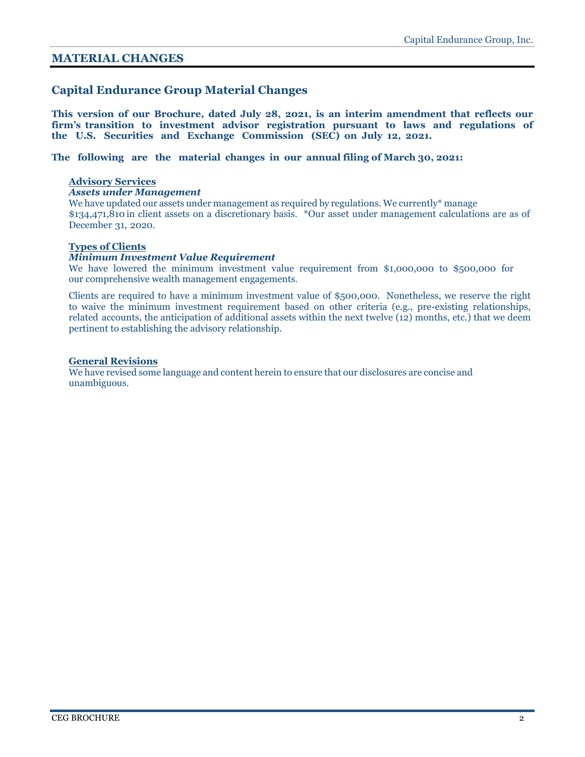## MATERIAL CHANGES

### Capital Endurance Group Material Changes

**This version of our Brochure, dated July 28, 2021, is an interim amendment that reflects our firm's transition to investment advisor registration pursuant to laws and regulations of the U.S. Securities and Exchange Commission (SEC) on July 12, 2021.**

**The following are the material changes in our annual filing of March 30, 2021:**

**Advisory Services**

***Assets under Management***

We have updated our assets under management as required by regulations. We currently* manage $134,471,810 in client assets on a discretionary basis. *Our asset under management calculations are as of December 31, 2020.

**Types of Clients**

***Minimum Investment Value Requirement***

We have lowered the minimum investment value requirement from $1,000,000 to $500,000 for our comprehensive wealth management engagements.

Clients are required to have a minimum investment value of $500,000. Nonetheless, we reserve the right to waive the minimum investment requirement based on other criteria (e.g., pre-existing relationships, related accounts, the anticipation of additional assets within the next twelve (12) months, etc.) that we deem pertinent to establishing the advisory relationship.

**General Revisions**

We have revised some language and content herein to ensure that our disclosures are concise and unambiguous.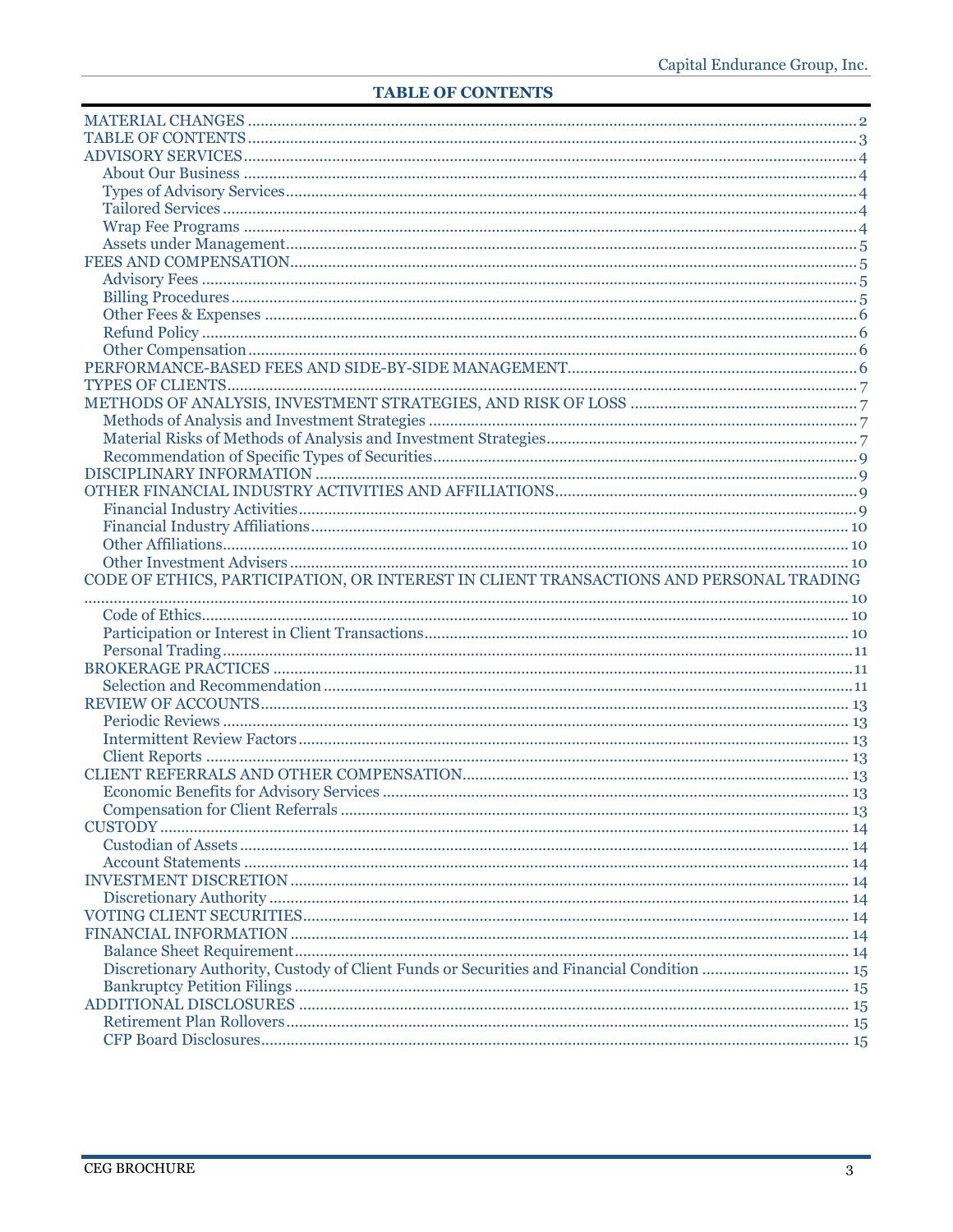## TABLE OF CONTENTS

- MATERIAL CHANGES ............ 2
- TABLE OF CONTENTS ............ 3
- ADVISORY SERVICES ............ 4
  - About Our Business ............ 4
  - Types of Advisory Services ............ 4
  - Tailored Services ............ 4
  - Wrap Fee Programs ............ 4
  - Assets under Management ............ 5
- FEES AND COMPENSATION ............ 5
  - Advisory Fees ............ 5
  - Billing Procedures ............ 5
  - Other Fees & Expenses ............ 6
  - Refund Policy ............ 6
  - Other Compensation ............ 6
- PERFORMANCE-BASED FEES AND SIDE-BY-SIDE MANAGEMENT ............ 6
- TYPES OF CLIENTS ............ 7
- METHODS OF ANALYSIS, INVESTMENT STRATEGIES, AND RISK OF LOSS ............ 7
  - Methods of Analysis and Investment Strategies ............ 7
  - Material Risks of Methods of Analysis and Investment Strategies ............ 7
  - Recommendation of Specific Types of Securities ............ 9
- DISCIPLINARY INFORMATION ............ 9
- OTHER FINANCIAL INDUSTRY ACTIVITIES AND AFFILIATIONS ............ 9
  - Financial Industry Activities ............ 9
  - Financial Industry Affiliations ............ 10
  - Other Affiliations ............ 10
  - Other Investment Advisers ............ 10
- CODE OF ETHICS, PARTICIPATION, OR INTEREST IN CLIENT TRANSACTIONS AND PERSONAL TRADING ............ 10
  - Code of Ethics ............ 10
  - Participation or Interest in Client Transactions ............ 10
  - Personal Trading ............ 11
- BROKERAGE PRACTICES ............ 11
  - Selection and Recommendation ............ 11
- REVIEW OF ACCOUNTS ............ 13
  - Periodic Reviews ............ 13
  - Intermittent Review Factors ............ 13
  - Client Reports ............ 13
- CLIENT REFERRALS AND OTHER COMPENSATION ............ 13
  - Economic Benefits for Advisory Services ............ 13
  - Compensation for Client Referrals ............ 13
- CUSTODY ............ 14
  - Custodian of Assets ............ 14
  - Account Statements ............ 14
- INVESTMENT DISCRETION ............ 14
  - Discretionary Authority ............ 14
- VOTING CLIENT SECURITIES ............ 14
- FINANCIAL INFORMATION ............ 14
  - Balance Sheet Requirement ............ 14
  - Discretionary Authority, Custody of Client Funds or Securities and Financial Condition ............ 15
  - Bankruptcy Petition Filings ............ 15
- ADDITIONAL DISCLOSURES ............ 15
  - Retirement Plan Rollovers ............ 15
  - CFP Board Disclosures ............ 15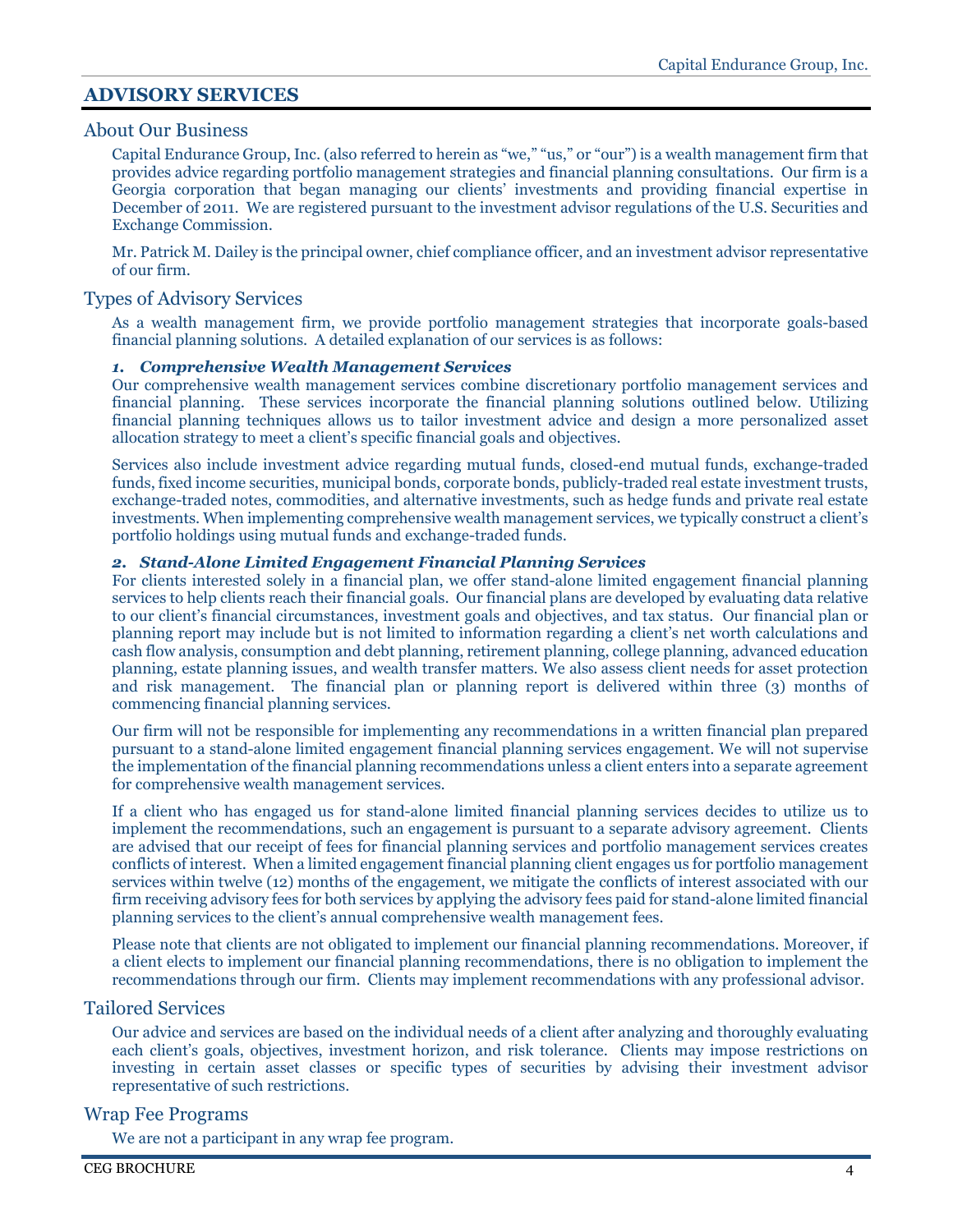## ADVISORY SERVICES

### About Our Business

Capital Endurance Group, Inc. (also referred to herein as "we," "us," or "our") is a wealth management firm that provides advice regarding portfolio management strategies and financial planning consultations. Our firm is a Georgia corporation that began managing our clients' investments and providing financial expertise in December of 2011. We are registered pursuant to the investment advisor regulations of the U.S. Securities and Exchange Commission.

Mr. Patrick M. Dailey is the principal owner, chief compliance officer, and an investment advisor representative of our firm.

### Types of Advisory Services

As a wealth management firm, we provide portfolio management strategies that incorporate goals-based financial planning solutions. A detailed explanation of our services is as follows:

***1. Comprehensive Wealth Management Services***

Our comprehensive wealth management services combine discretionary portfolio management services and financial planning. These services incorporate the financial planning solutions outlined below. Utilizing financial planning techniques allows us to tailor investment advice and design a more personalized asset allocation strategy to meet a client's specific financial goals and objectives.

Services also include investment advice regarding mutual funds, closed-end mutual funds, exchange-traded funds, fixed income securities, municipal bonds, corporate bonds, publicly-traded real estate investment trusts, exchange-traded notes, commodities, and alternative investments, such as hedge funds and private real estate investments. When implementing comprehensive wealth management services, we typically construct a client's portfolio holdings using mutual funds and exchange-traded funds.

***2. Stand-Alone Limited Engagement Financial Planning Services***

For clients interested solely in a financial plan, we offer stand-alone limited engagement financial planning services to help clients reach their financial goals. Our financial plans are developed by evaluating data relative to our client's financial circumstances, investment goals and objectives, and tax status. Our financial plan or planning report may include but is not limited to information regarding a client's net worth calculations and cash flow analysis, consumption and debt planning, retirement planning, college planning, advanced education planning, estate planning issues, and wealth transfer matters. We also assess client needs for asset protection and risk management. The financial plan or planning report is delivered within three (3) months of commencing financial planning services.

Our firm will not be responsible for implementing any recommendations in a written financial plan prepared pursuant to a stand-alone limited engagement financial planning services engagement. We will not supervise the implementation of the financial planning recommendations unless a client enters into a separate agreement for comprehensive wealth management services.

If a client who has engaged us for stand-alone limited financial planning services decides to utilize us to implement the recommendations, such an engagement is pursuant to a separate advisory agreement. Clients are advised that our receipt of fees for financial planning services and portfolio management services creates conflicts of interest. When a limited engagement financial planning client engages us for portfolio management services within twelve (12) months of the engagement, we mitigate the conflicts of interest associated with our firm receiving advisory fees for both services by applying the advisory fees paid for stand-alone limited financial planning services to the client's annual comprehensive wealth management fees.

Please note that clients are not obligated to implement our financial planning recommendations. Moreover, if a client elects to implement our financial planning recommendations, there is no obligation to implement the recommendations through our firm. Clients may implement recommendations with any professional advisor.

### Tailored Services

Our advice and services are based on the individual needs of a client after analyzing and thoroughly evaluating each client's goals, objectives, investment horizon, and risk tolerance. Clients may impose restrictions on investing in certain asset classes or specific types of securities by advising their investment advisor representative of such restrictions.

### Wrap Fee Programs

We are not a participant in any wrap fee program.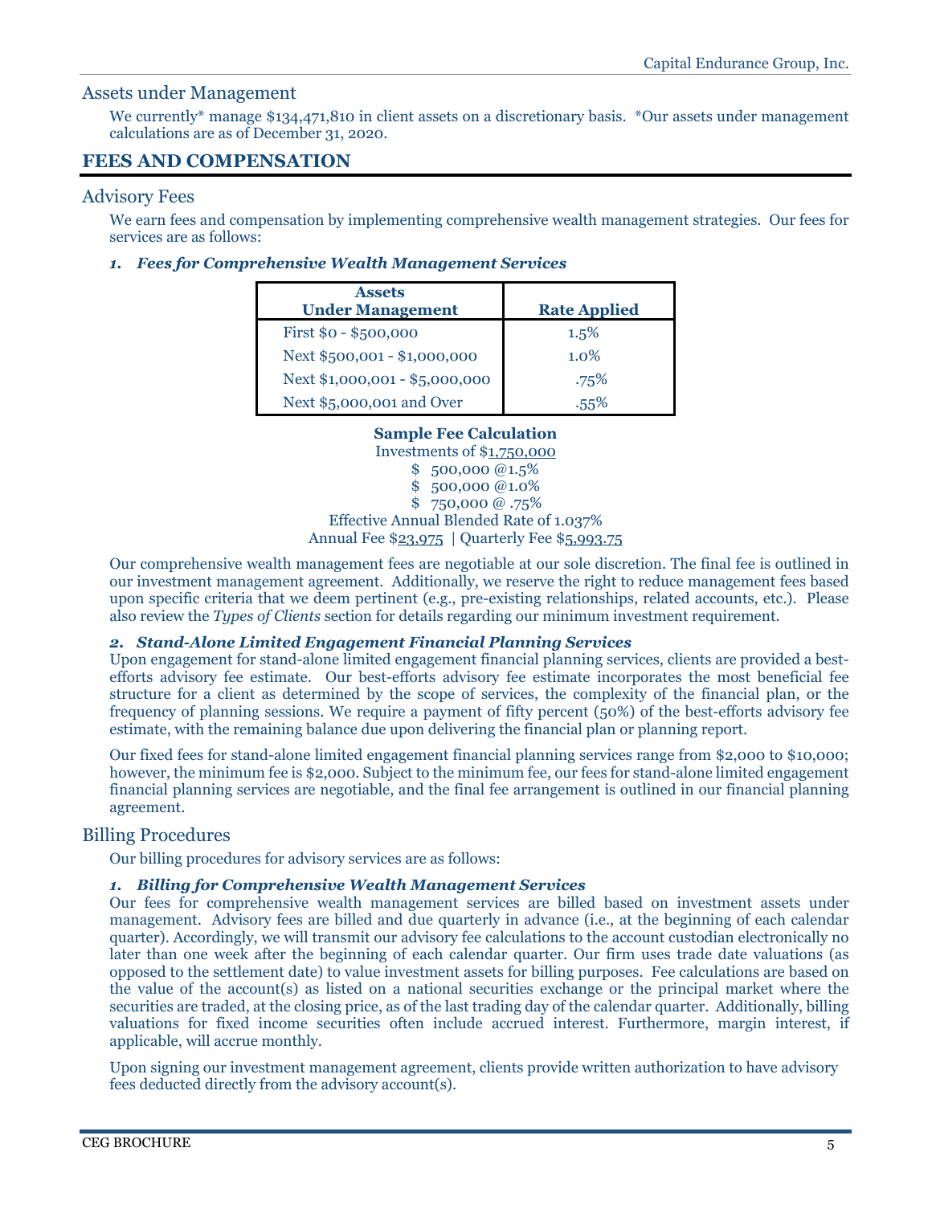## Assets under Management

We currently* manage $134,471,810 in client assets on a discretionary basis. *Our assets under management calculations are as of December 31, 2020.

# FEES AND COMPENSATION

## Advisory Fees

We earn fees and compensation by implementing comprehensive wealth management strategies. Our fees for services are as follows:

***1. Fees for Comprehensive Wealth Management Services***

| Assets Under Management | Rate Applied |
|---|---|
| First $0 - $500,000 | 1.5% |
| Next $500,001 - $1,000,000 | 1.0% |
| Next $1,000,001 - $5,000,000 | .75% |
| Next $5,000,001 and Over | .55% |

**Sample Fee Calculation**
Investments of $1,750,000
$ 500,000 @1.5%
$ 500,000 @1.0%
$ 750,000 @ .75%
Effective Annual Blended Rate of 1.037%
Annual Fee $23,975 | Quarterly Fee $5,993.75

Our comprehensive wealth management fees are negotiable at our sole discretion. The final fee is outlined in our investment management agreement. Additionally, we reserve the right to reduce management fees based upon specific criteria that we deem pertinent (e.g., pre-existing relationships, related accounts, etc.). Please also review the *Types of Clients* section for details regarding our minimum investment requirement.

***2. Stand-Alone Limited Engagement Financial Planning Services***

Upon engagement for stand-alone limited engagement financial planning services, clients are provided a best-efforts advisory fee estimate. Our best-efforts advisory fee estimate incorporates the most beneficial fee structure for a client as determined by the scope of services, the complexity of the financial plan, or the frequency of planning sessions. We require a payment of fifty percent (50%) of the best-efforts advisory fee estimate, with the remaining balance due upon delivering the financial plan or planning report.

Our fixed fees for stand-alone limited engagement financial planning services range from $2,000 to $10,000; however, the minimum fee is $2,000. Subject to the minimum fee, our fees for stand-alone limited engagement financial planning services are negotiable, and the final fee arrangement is outlined in our financial planning agreement.

## Billing Procedures

Our billing procedures for advisory services are as follows:

***1. Billing for Comprehensive Wealth Management Services***

Our fees for comprehensive wealth management services are billed based on investment assets under management. Advisory fees are billed and due quarterly in advance (i.e., at the beginning of each calendar quarter). Accordingly, we will transmit our advisory fee calculations to the account custodian electronically no later than one week after the beginning of each calendar quarter. Our firm uses trade date valuations (as opposed to the settlement date) to value investment assets for billing purposes. Fee calculations are based on the value of the account(s) as listed on a national securities exchange or the principal market where the securities are traded, at the closing price, as of the last trading day of the calendar quarter. Additionally, billing valuations for fixed income securities often include accrued interest. Furthermore, margin interest, if applicable, will accrue monthly.

Upon signing our investment management agreement, clients provide written authorization to have advisory fees deducted directly from the advisory account(s).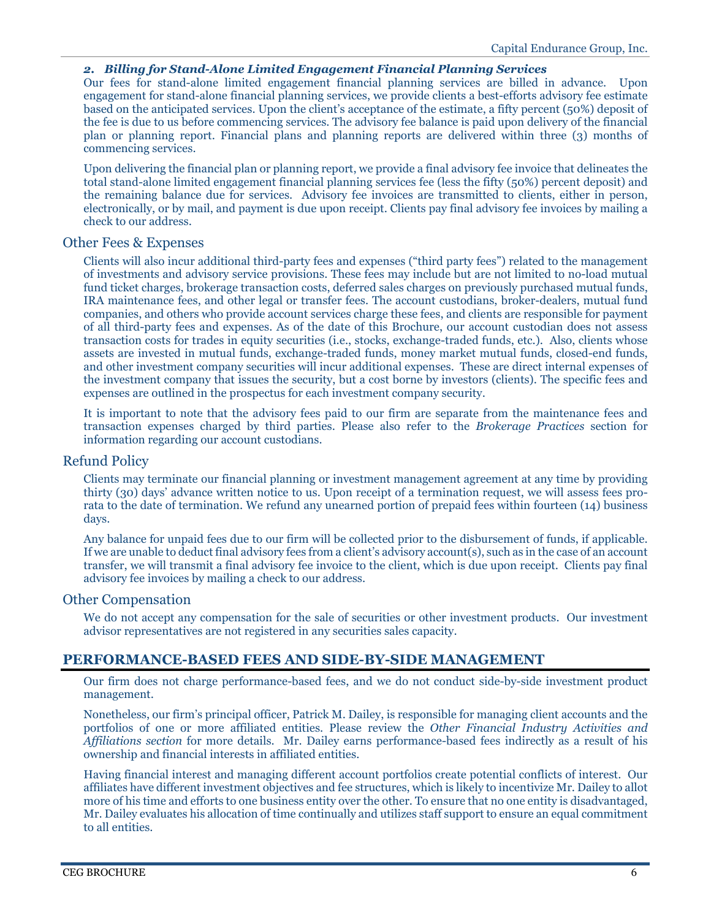***2. Billing for Stand-Alone Limited Engagement Financial Planning Services***

Our fees for stand-alone limited engagement financial planning services are billed in advance. Upon engagement for stand-alone financial planning services, we provide clients a best-efforts advisory fee estimate based on the anticipated services. Upon the client's acceptance of the estimate, a fifty percent (50%) deposit of the fee is due to us before commencing services. The advisory fee balance is paid upon delivery of the financial plan or planning report. Financial plans and planning reports are delivered within three (3) months of commencing services.

Upon delivering the financial plan or planning report, we provide a final advisory fee invoice that delineates the total stand-alone limited engagement financial planning services fee (less the fifty (50%) percent deposit) and the remaining balance due for services. Advisory fee invoices are transmitted to clients, either in person, electronically, or by mail, and payment is due upon receipt. Clients pay final advisory fee invoices by mailing a check to our address.

### Other Fees & Expenses

Clients will also incur additional third-party fees and expenses ("third party fees") related to the management of investments and advisory service provisions. These fees may include but are not limited to no-load mutual fund ticket charges, brokerage transaction costs, deferred sales charges on previously purchased mutual funds, IRA maintenance fees, and other legal or transfer fees. The account custodians, broker-dealers, mutual fund companies, and others who provide account services charge these fees, and clients are responsible for payment of all third-party fees and expenses. As of the date of this Brochure, our account custodian does not assess transaction costs for trades in equity securities (i.e., stocks, exchange-traded funds, etc.). Also, clients whose assets are invested in mutual funds, exchange-traded funds, money market mutual funds, closed-end funds, and other investment company securities will incur additional expenses. These are direct internal expenses of the investment company that issues the security, but a cost borne by investors (clients). The specific fees and expenses are outlined in the prospectus for each investment company security.

It is important to note that the advisory fees paid to our firm are separate from the maintenance fees and transaction expenses charged by third parties. Please also refer to the *Brokerage Practices* section for information regarding our account custodians.

### Refund Policy

Clients may terminate our financial planning or investment management agreement at any time by providing thirty (30) days' advance written notice to us. Upon receipt of a termination request, we will assess fees pro-rata to the date of termination. We refund any unearned portion of prepaid fees within fourteen (14) business days.

Any balance for unpaid fees due to our firm will be collected prior to the disbursement of funds, if applicable. If we are unable to deduct final advisory fees from a client's advisory account(s), such as in the case of an account transfer, we will transmit a final advisory fee invoice to the client, which is due upon receipt. Clients pay final advisory fee invoices by mailing a check to our address.

### Other Compensation

We do not accept any compensation for the sale of securities or other investment products. Our investment advisor representatives are not registered in any securities sales capacity.

## PERFORMANCE-BASED FEES AND SIDE-BY-SIDE MANAGEMENT

Our firm does not charge performance-based fees, and we do not conduct side-by-side investment product management.

Nonetheless, our firm's principal officer, Patrick M. Dailey, is responsible for managing client accounts and the portfolios of one or more affiliated entities. Please review the *Other Financial Industry Activities and Affiliations section* for more details. Mr. Dailey earns performance-based fees indirectly as a result of his ownership and financial interests in affiliated entities.

Having financial interest and managing different account portfolios create potential conflicts of interest. Our affiliates have different investment objectives and fee structures, which is likely to incentivize Mr. Dailey to allot more of his time and efforts to one business entity over the other. To ensure that no one entity is disadvantaged, Mr. Dailey evaluates his allocation of time continually and utilizes staff support to ensure an equal commitment to all entities.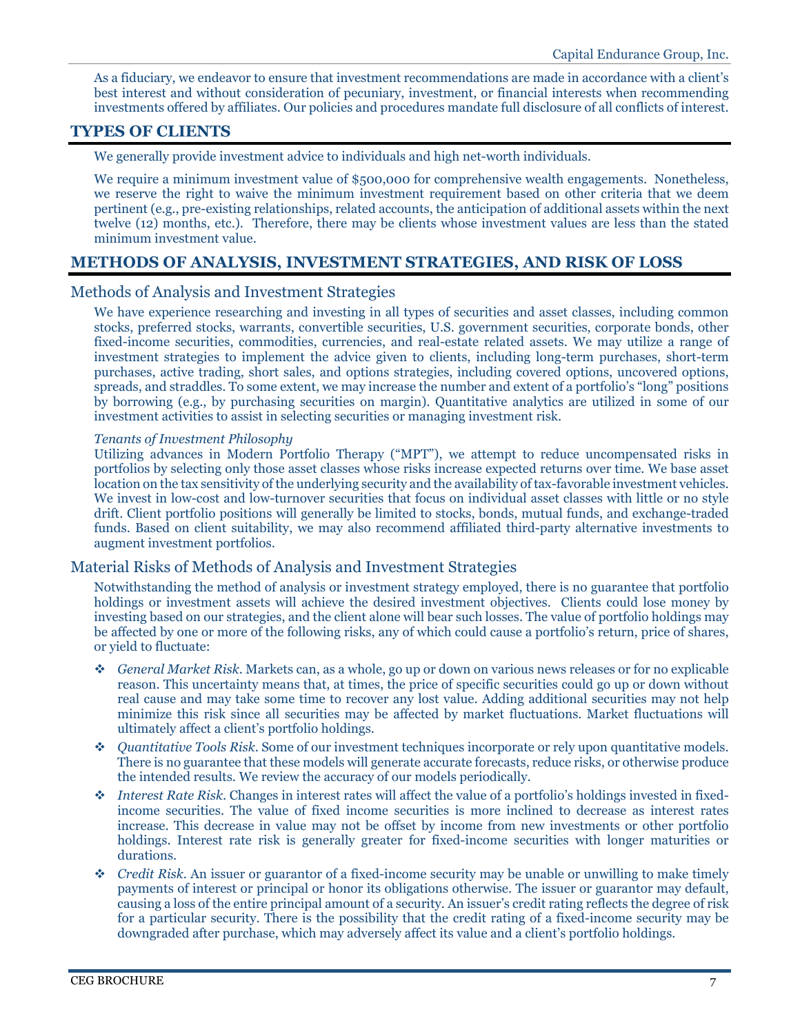As a fiduciary, we endeavor to ensure that investment recommendations are made in accordance with a client's best interest and without consideration of pecuniary, investment, or financial interests when recommending investments offered by affiliates. Our policies and procedures mandate full disclosure of all conflicts of interest.

## TYPES OF CLIENTS

We generally provide investment advice to individuals and high net-worth individuals.

We require a minimum investment value of $500,000 for comprehensive wealth engagements. Nonetheless, we reserve the right to waive the minimum investment requirement based on other criteria that we deem pertinent (e.g., pre-existing relationships, related accounts, the anticipation of additional assets within the next twelve (12) months, etc.). Therefore, there may be clients whose investment values are less than the stated minimum investment value.

## METHODS OF ANALYSIS, INVESTMENT STRATEGIES, AND RISK OF LOSS

### Methods of Analysis and Investment Strategies

We have experience researching and investing in all types of securities and asset classes, including common stocks, preferred stocks, warrants, convertible securities, U.S. government securities, corporate bonds, other fixed-income securities, commodities, currencies, and real-estate related assets. We may utilize a range of investment strategies to implement the advice given to clients, including long-term purchases, short-term purchases, active trading, short sales, and options strategies, including covered options, uncovered options, spreads, and straddles. To some extent, we may increase the number and extent of a portfolio's "long" positions by borrowing (e.g., by purchasing securities on margin). Quantitative analytics are utilized in some of our investment activities to assist in selecting securities or managing investment risk.

*Tenants of Investment Philosophy*

Utilizing advances in Modern Portfolio Therapy ("MPT"), we attempt to reduce uncompensated risks in portfolios by selecting only those asset classes whose risks increase expected returns over time. We base asset location on the tax sensitivity of the underlying security and the availability of tax-favorable investment vehicles. We invest in low-cost and low-turnover securities that focus on individual asset classes with little or no style drift. Client portfolio positions will generally be limited to stocks, bonds, mutual funds, and exchange-traded funds. Based on client suitability, we may also recommend affiliated third-party alternative investments to augment investment portfolios.

### Material Risks of Methods of Analysis and Investment Strategies

Notwithstanding the method of analysis or investment strategy employed, there is no guarantee that portfolio holdings or investment assets will achieve the desired investment objectives. Clients could lose money by investing based on our strategies, and the client alone will bear such losses. The value of portfolio holdings may be affected by one or more of the following risks, any of which could cause a portfolio's return, price of shares, or yield to fluctuate:

- *General Market Risk*. Markets can, as a whole, go up or down on various news releases or for no explicable reason. This uncertainty means that, at times, the price of specific securities could go up or down without real cause and may take some time to recover any lost value. Adding additional securities may not help minimize this risk since all securities may be affected by market fluctuations. Market fluctuations will ultimately affect a client's portfolio holdings.
- *Quantitative Tools Risk*. Some of our investment techniques incorporate or rely upon quantitative models. There is no guarantee that these models will generate accurate forecasts, reduce risks, or otherwise produce the intended results. We review the accuracy of our models periodically.
- *Interest Rate Risk*. Changes in interest rates will affect the value of a portfolio's holdings invested in fixed-income securities. The value of fixed income securities is more inclined to decrease as interest rates increase. This decrease in value may not be offset by income from new investments or other portfolio holdings. Interest rate risk is generally greater for fixed-income securities with longer maturities or durations.
- *Credit Risk*. An issuer or guarantor of a fixed-income security may be unable or unwilling to make timely payments of interest or principal or honor its obligations otherwise. The issuer or guarantor may default, causing a loss of the entire principal amount of a security. An issuer's credit rating reflects the degree of risk for a particular security. There is the possibility that the credit rating of a fixed-income security may be downgraded after purchase, which may adversely affect its value and a client's portfolio holdings.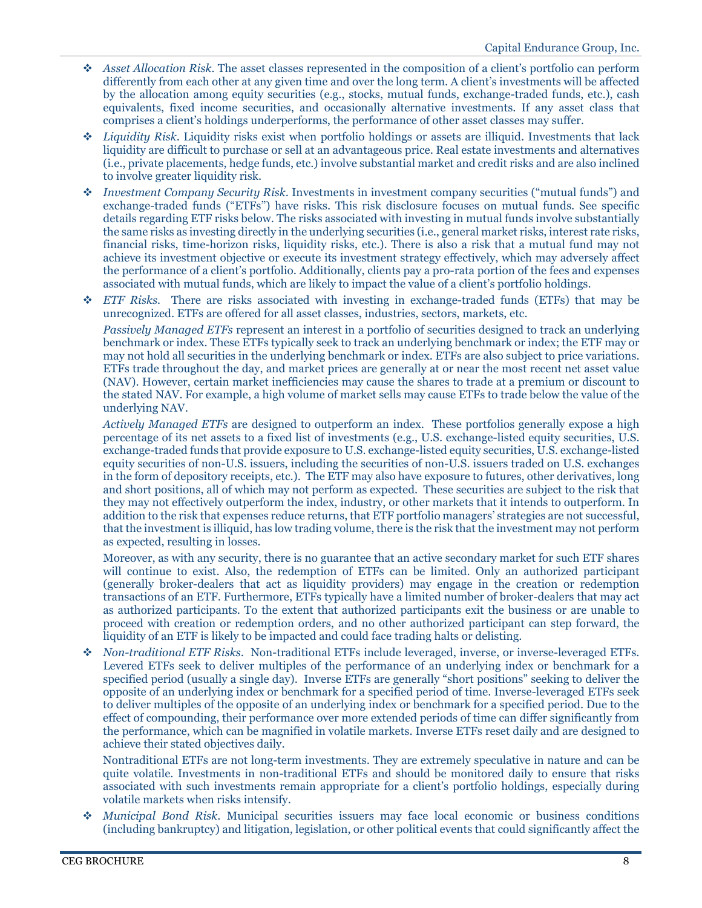- *Asset Allocation Risk*. The asset classes represented in the composition of a client's portfolio can perform differently from each other at any given time and over the long term. A client's investments will be affected by the allocation among equity securities (e.g., stocks, mutual funds, exchange-traded funds, etc.), cash equivalents, fixed income securities, and occasionally alternative investments. If any asset class that comprises a client's holdings underperforms, the performance of other asset classes may suffer.
- *Liquidity Risk*. Liquidity risks exist when portfolio holdings or assets are illiquid. Investments that lack liquidity are difficult to purchase or sell at an advantageous price. Real estate investments and alternatives (i.e., private placements, hedge funds, etc.) involve substantial market and credit risks and are also inclined to involve greater liquidity risk.
- *Investment Company Security Risk*. Investments in investment company securities ("mutual funds") and exchange-traded funds ("ETFs") have risks. This risk disclosure focuses on mutual funds. See specific details regarding ETF risks below. The risks associated with investing in mutual funds involve substantially the same risks as investing directly in the underlying securities (i.e., general market risks, interest rate risks, financial risks, time-horizon risks, liquidity risks, etc.). There is also a risk that a mutual fund may not achieve its investment objective or execute its investment strategy effectively, which may adversely affect the performance of a client's portfolio. Additionally, clients pay a pro-rata portion of the fees and expenses associated with mutual funds, which are likely to impact the value of a client's portfolio holdings.
- *ETF Risks*. There are risks associated with investing in exchange-traded funds (ETFs) that may be unrecognized. ETFs are offered for all asset classes, industries, sectors, markets, etc.

  *Passively Managed ETFs* represent an interest in a portfolio of securities designed to track an underlying benchmark or index. These ETFs typically seek to track an underlying benchmark or index; the ETF may or may not hold all securities in the underlying benchmark or index. ETFs are also subject to price variations. ETFs trade throughout the day, and market prices are generally at or near the most recent net asset value (NAV). However, certain market inefficiencies may cause the shares to trade at a premium or discount to the stated NAV. For example, a high volume of market sells may cause ETFs to trade below the value of the underlying NAV.

  *Actively Managed ETFs* are designed to outperform an index. These portfolios generally expose a high percentage of its net assets to a fixed list of investments (e.g., U.S. exchange-listed equity securities, U.S. exchange-traded funds that provide exposure to U.S. exchange-listed equity securities, U.S. exchange-listed equity securities of non-U.S. issuers, including the securities of non-U.S. issuers traded on U.S. exchanges in the form of depository receipts, etc.). The ETF may also have exposure to futures, other derivatives, long and short positions, all of which may not perform as expected. These securities are subject to the risk that they may not effectively outperform the index, industry, or other markets that it intends to outperform. In addition to the risk that expenses reduce returns, that ETF portfolio managers' strategies are not successful, that the investment is illiquid, has low trading volume, there is the risk that the investment may not perform as expected, resulting in losses.

  Moreover, as with any security, there is no guarantee that an active secondary market for such ETF shares will continue to exist. Also, the redemption of ETFs can be limited. Only an authorized participant (generally broker-dealers that act as liquidity providers) may engage in the creation or redemption transactions of an ETF. Furthermore, ETFs typically have a limited number of broker-dealers that may act as authorized participants. To the extent that authorized participants exit the business or are unable to proceed with creation or redemption orders, and no other authorized participant can step forward, the liquidity of an ETF is likely to be impacted and could face trading halts or delisting.
- *Non-traditional ETF Risks*. Non-traditional ETFs include leveraged, inverse, or inverse-leveraged ETFs. Levered ETFs seek to deliver multiples of the performance of an underlying index or benchmark for a specified period (usually a single day). Inverse ETFs are generally "short positions" seeking to deliver the opposite of an underlying index or benchmark for a specified period of time. Inverse-leveraged ETFs seek to deliver multiples of the opposite of an underlying index or benchmark for a specified period. Due to the effect of compounding, their performance over more extended periods of time can differ significantly from the performance, which can be magnified in volatile markets. Inverse ETFs reset daily and are designed to achieve their stated objectives daily.

  Nontraditional ETFs are not long-term investments. They are extremely speculative in nature and can be quite volatile. Investments in non-traditional ETFs and should be monitored daily to ensure that risks associated with such investments remain appropriate for a client's portfolio holdings, especially during volatile markets when risks intensify.
- *Municipal Bond Risk*. Municipal securities issuers may face local economic or business conditions (including bankruptcy) and litigation, legislation, or other political events that could significantly affect the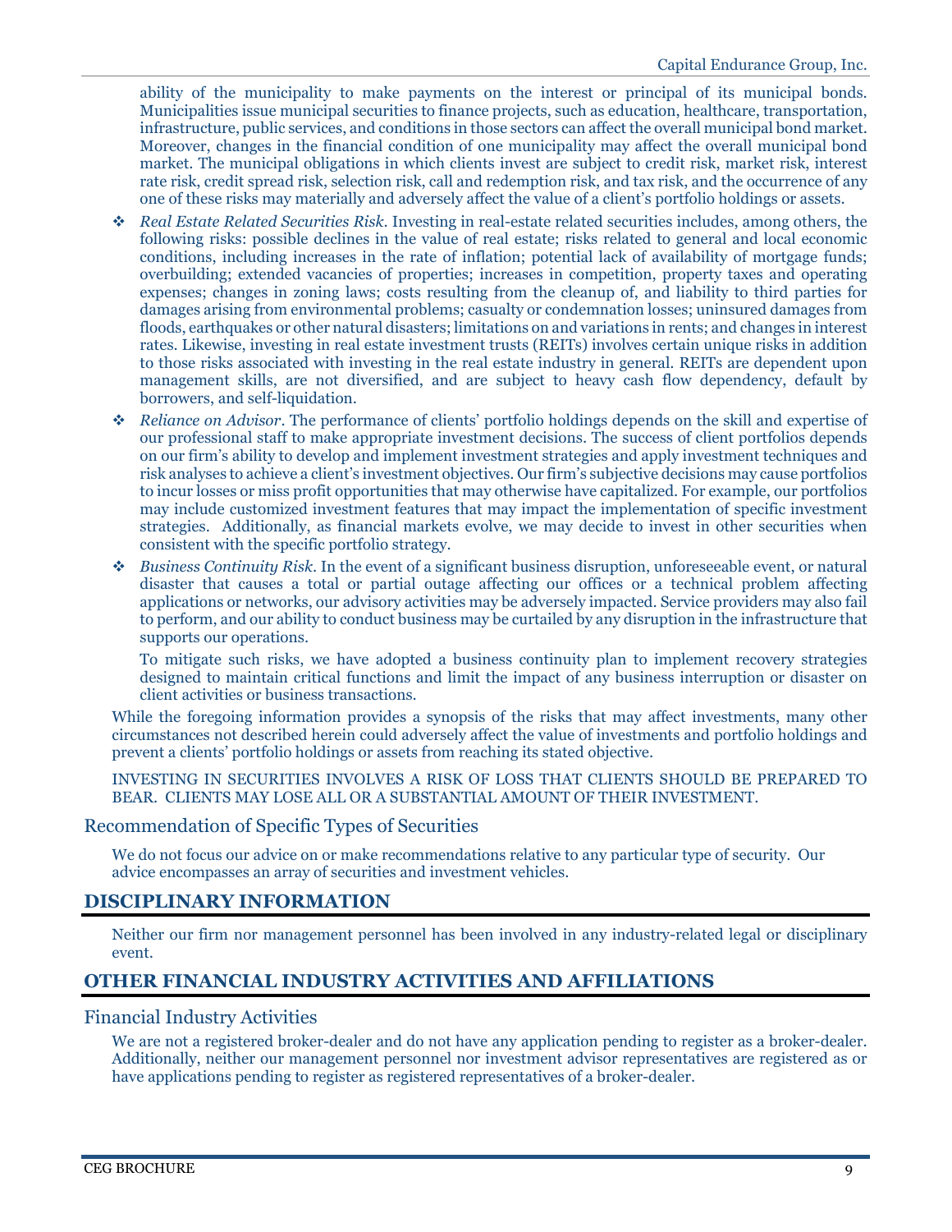ability of the municipality to make payments on the interest or principal of its municipal bonds. Municipalities issue municipal securities to finance projects, such as education, healthcare, transportation, infrastructure, public services, and conditions in those sectors can affect the overall municipal bond market. Moreover, changes in the financial condition of one municipality may affect the overall municipal bond market. The municipal obligations in which clients invest are subject to credit risk, market risk, interest rate risk, credit spread risk, selection risk, call and redemption risk, and tax risk, and the occurrence of any one of these risks may materially and adversely affect the value of a client's portfolio holdings or assets.

- *Real Estate Related Securities Risk*. Investing in real-estate related securities includes, among others, the following risks: possible declines in the value of real estate; risks related to general and local economic conditions, including increases in the rate of inflation; potential lack of availability of mortgage funds; overbuilding; extended vacancies of properties; increases in competition, property taxes and operating expenses; changes in zoning laws; costs resulting from the cleanup of, and liability to third parties for damages arising from environmental problems; casualty or condemnation losses; uninsured damages from floods, earthquakes or other natural disasters; limitations on and variations in rents; and changes in interest rates. Likewise, investing in real estate investment trusts (REITs) involves certain unique risks in addition to those risks associated with investing in the real estate industry in general. REITs are dependent upon management skills, are not diversified, and are subject to heavy cash flow dependency, default by borrowers, and self-liquidation.
- *Reliance on Advisor*. The performance of clients' portfolio holdings depends on the skill and expertise of our professional staff to make appropriate investment decisions. The success of client portfolios depends on our firm's ability to develop and implement investment strategies and apply investment techniques and risk analyses to achieve a client's investment objectives. Our firm's subjective decisions may cause portfolios to incur losses or miss profit opportunities that may otherwise have capitalized. For example, our portfolios may include customized investment features that may impact the implementation of specific investment strategies. Additionally, as financial markets evolve, we may decide to invest in other securities when consistent with the specific portfolio strategy.
- *Business Continuity Risk*. In the event of a significant business disruption, unforeseeable event, or natural disaster that causes a total or partial outage affecting our offices or a technical problem affecting applications or networks, our advisory activities may be adversely impacted. Service providers may also fail to perform, and our ability to conduct business may be curtailed by any disruption in the infrastructure that supports our operations.

  To mitigate such risks, we have adopted a business continuity plan to implement recovery strategies designed to maintain critical functions and limit the impact of any business interruption or disaster on client activities or business transactions.

While the foregoing information provides a synopsis of the risks that may affect investments, many other circumstances not described herein could adversely affect the value of investments and portfolio holdings and prevent a clients' portfolio holdings or assets from reaching its stated objective.

INVESTING IN SECURITIES INVOLVES A RISK OF LOSS THAT CLIENTS SHOULD BE PREPARED TO BEAR. CLIENTS MAY LOSE ALL OR A SUBSTANTIAL AMOUNT OF THEIR INVESTMENT.

### Recommendation of Specific Types of Securities

We do not focus our advice on or make recommendations relative to any particular type of security. Our advice encompasses an array of securities and investment vehicles.

## DISCIPLINARY INFORMATION

Neither our firm nor management personnel has been involved in any industry-related legal or disciplinary event.

## OTHER FINANCIAL INDUSTRY ACTIVITIES AND AFFILIATIONS

### Financial Industry Activities

We are not a registered broker-dealer and do not have any application pending to register as a broker-dealer. Additionally, neither our management personnel nor investment advisor representatives are registered as or have applications pending to register as registered representatives of a broker-dealer.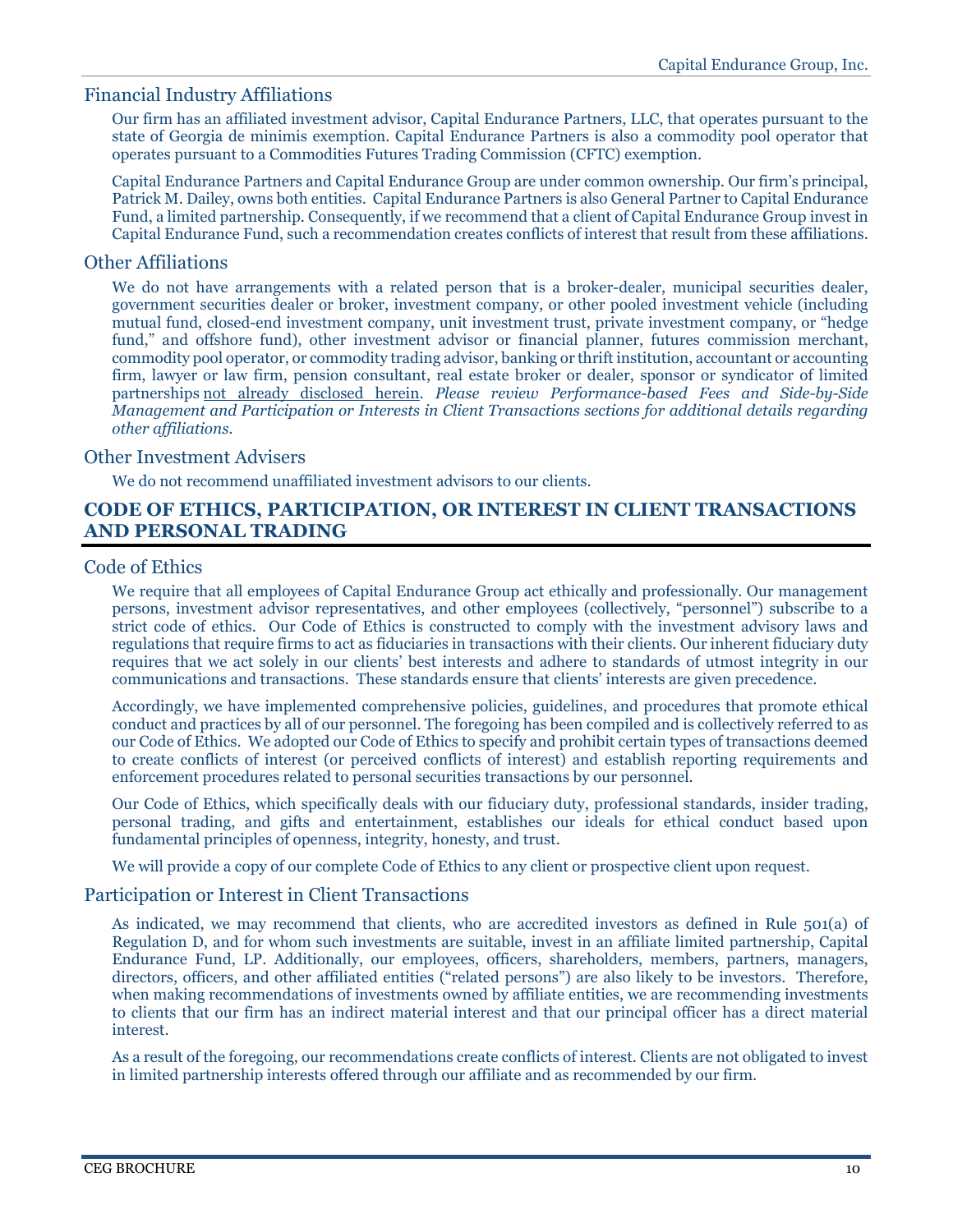### Financial Industry Affiliations

Our firm has an affiliated investment advisor, Capital Endurance Partners, LLC, that operates pursuant to the state of Georgia de minimis exemption. Capital Endurance Partners is also a commodity pool operator that operates pursuant to a Commodities Futures Trading Commission (CFTC) exemption.

Capital Endurance Partners and Capital Endurance Group are under common ownership. Our firm's principal, Patrick M. Dailey, owns both entities. Capital Endurance Partners is also General Partner to Capital Endurance Fund, a limited partnership. Consequently, if we recommend that a client of Capital Endurance Group invest in Capital Endurance Fund, such a recommendation creates conflicts of interest that result from these affiliations.

### Other Affiliations

We do not have arrangements with a related person that is a broker-dealer, municipal securities dealer, government securities dealer or broker, investment company, or other pooled investment vehicle (including mutual fund, closed-end investment company, unit investment trust, private investment company, or "hedge fund," and offshore fund), other investment advisor or financial planner, futures commission merchant, commodity pool operator, or commodity trading advisor, banking or thrift institution, accountant or accounting firm, lawyer or law firm, pension consultant, real estate broker or dealer, sponsor or syndicator of limited partnerships <u>not already disclosed herein</u>. *Please review Performance-based Fees and Side-by-Side Management and Participation or Interests in Client Transactions sections for additional details regarding other affiliations.*

### Other Investment Advisers

We do not recommend unaffiliated investment advisors to our clients.

## CODE OF ETHICS, PARTICIPATION, OR INTEREST IN CLIENT TRANSACTIONS AND PERSONAL TRADING

### Code of Ethics

We require that all employees of Capital Endurance Group act ethically and professionally. Our management persons, investment advisor representatives, and other employees (collectively, "personnel") subscribe to a strict code of ethics. Our Code of Ethics is constructed to comply with the investment advisory laws and regulations that require firms to act as fiduciaries in transactions with their clients. Our inherent fiduciary duty requires that we act solely in our clients' best interests and adhere to standards of utmost integrity in our communications and transactions. These standards ensure that clients' interests are given precedence.

Accordingly, we have implemented comprehensive policies, guidelines, and procedures that promote ethical conduct and practices by all of our personnel. The foregoing has been compiled and is collectively referred to as our Code of Ethics. We adopted our Code of Ethics to specify and prohibit certain types of transactions deemed to create conflicts of interest (or perceived conflicts of interest) and establish reporting requirements and enforcement procedures related to personal securities transactions by our personnel.

Our Code of Ethics, which specifically deals with our fiduciary duty, professional standards, insider trading, personal trading, and gifts and entertainment, establishes our ideals for ethical conduct based upon fundamental principles of openness, integrity, honesty, and trust.

We will provide a copy of our complete Code of Ethics to any client or prospective client upon request.

### Participation or Interest in Client Transactions

As indicated, we may recommend that clients, who are accredited investors as defined in Rule 501(a) of Regulation D, and for whom such investments are suitable, invest in an affiliate limited partnership, Capital Endurance Fund, LP. Additionally, our employees, officers, shareholders, members, partners, managers, directors, officers, and other affiliated entities ("related persons") are also likely to be investors. Therefore, when making recommendations of investments owned by affiliate entities, we are recommending investments to clients that our firm has an indirect material interest and that our principal officer has a direct material interest.

As a result of the foregoing, our recommendations create conflicts of interest. Clients are not obligated to invest in limited partnership interests offered through our affiliate and as recommended by our firm.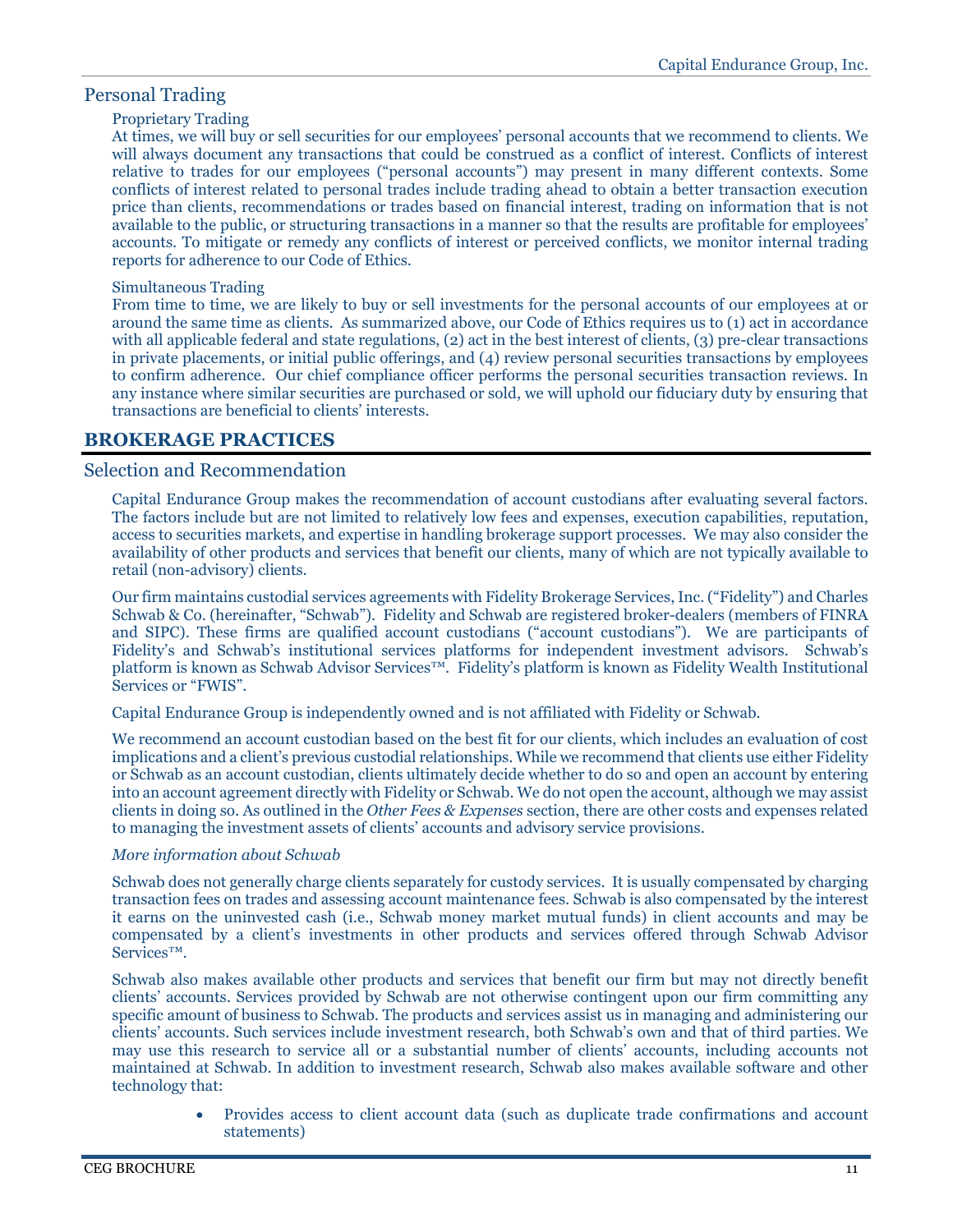## Personal Trading

### Proprietary Trading

At times, we will buy or sell securities for our employees' personal accounts that we recommend to clients. We will always document any transactions that could be construed as a conflict of interest. Conflicts of interest relative to trades for our employees ("personal accounts") may present in many different contexts. Some conflicts of interest related to personal trades include trading ahead to obtain a better transaction execution price than clients, recommendations or trades based on financial interest, trading on information that is not available to the public, or structuring transactions in a manner so that the results are profitable for employees' accounts. To mitigate or remedy any conflicts of interest or perceived conflicts, we monitor internal trading reports for adherence to our Code of Ethics.

### Simultaneous Trading

From time to time, we are likely to buy or sell investments for the personal accounts of our employees at or around the same time as clients. As summarized above, our Code of Ethics requires us to (1) act in accordance with all applicable federal and state regulations, (2) act in the best interest of clients, (3) pre-clear transactions in private placements, or initial public offerings, and (4) review personal securities transactions by employees to confirm adherence. Our chief compliance officer performs the personal securities transaction reviews. In any instance where similar securities are purchased or sold, we will uphold our fiduciary duty by ensuring that transactions are beneficial to clients' interests.

# BROKERAGE PRACTICES

## Selection and Recommendation

Capital Endurance Group makes the recommendation of account custodians after evaluating several factors. The factors include but are not limited to relatively low fees and expenses, execution capabilities, reputation, access to securities markets, and expertise in handling brokerage support processes. We may also consider the availability of other products and services that benefit our clients, many of which are not typically available to retail (non-advisory) clients.

Our firm maintains custodial services agreements with Fidelity Brokerage Services, Inc. ("Fidelity") and Charles Schwab & Co. (hereinafter, "Schwab"). Fidelity and Schwab are registered broker-dealers (members of FINRA and SIPC). These firms are qualified account custodians ("account custodians"). We are participants of Fidelity's and Schwab's institutional services platforms for independent investment advisors. Schwab's platform is known as Schwab Advisor Services™. Fidelity's platform is known as Fidelity Wealth Institutional Services or "FWIS".

Capital Endurance Group is independently owned and is not affiliated with Fidelity or Schwab.

We recommend an account custodian based on the best fit for our clients, which includes an evaluation of cost implications and a client's previous custodial relationships. While we recommend that clients use either Fidelity or Schwab as an account custodian, clients ultimately decide whether to do so and open an account by entering into an account agreement directly with Fidelity or Schwab. We do not open the account, although we may assist clients in doing so. As outlined in the *Other Fees & Expenses* section, there are other costs and expenses related to managing the investment assets of clients' accounts and advisory service provisions.

*More information about Schwab*

Schwab does not generally charge clients separately for custody services. It is usually compensated by charging transaction fees on trades and assessing account maintenance fees. Schwab is also compensated by the interest it earns on the uninvested cash (i.e., Schwab money market mutual funds) in client accounts and may be compensated by a client's investments in other products and services offered through Schwab Advisor Services™.

Schwab also makes available other products and services that benefit our firm but may not directly benefit clients' accounts. Services provided by Schwab are not otherwise contingent upon our firm committing any specific amount of business to Schwab. The products and services assist us in managing and administering our clients' accounts. Such services include investment research, both Schwab's own and that of third parties. We may use this research to service all or a substantial number of clients' accounts, including accounts not maintained at Schwab. In addition to investment research, Schwab also makes available software and other technology that:

- Provides access to client account data (such as duplicate trade confirmations and account statements)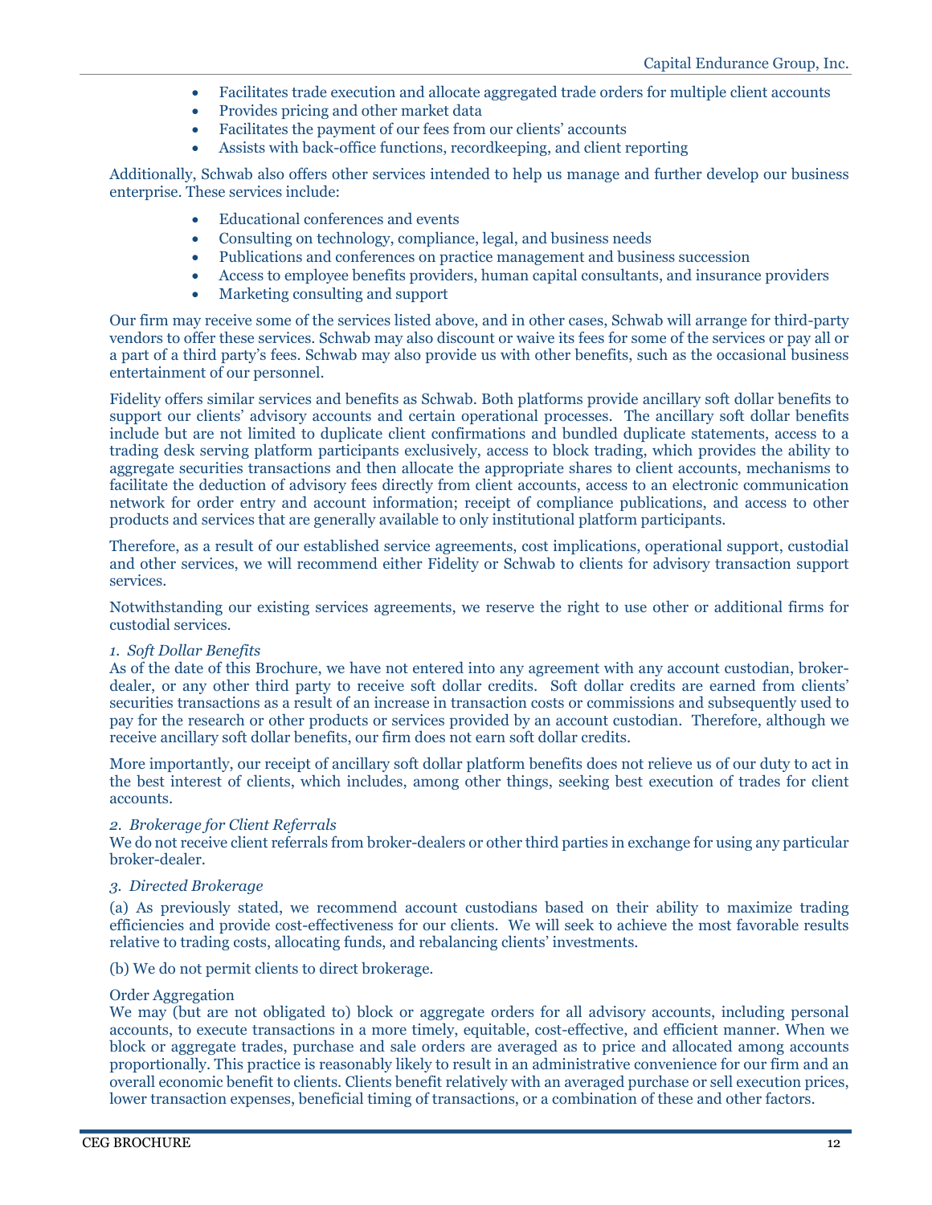- Facilitates trade execution and allocate aggregated trade orders for multiple client accounts
- Provides pricing and other market data
- Facilitates the payment of our fees from our clients' accounts
- Assists with back-office functions, recordkeeping, and client reporting

Additionally, Schwab also offers other services intended to help us manage and further develop our business enterprise. These services include:

- Educational conferences and events
- Consulting on technology, compliance, legal, and business needs
- Publications and conferences on practice management and business succession
- Access to employee benefits providers, human capital consultants, and insurance providers
- Marketing consulting and support

Our firm may receive some of the services listed above, and in other cases, Schwab will arrange for third-party vendors to offer these services. Schwab may also discount or waive its fees for some of the services or pay all or a part of a third party's fees. Schwab may also provide us with other benefits, such as the occasional business entertainment of our personnel.

Fidelity offers similar services and benefits as Schwab. Both platforms provide ancillary soft dollar benefits to support our clients' advisory accounts and certain operational processes. The ancillary soft dollar benefits include but are not limited to duplicate client confirmations and bundled duplicate statements, access to a trading desk serving platform participants exclusively, access to block trading, which provides the ability to aggregate securities transactions and then allocate the appropriate shares to client accounts, mechanisms to facilitate the deduction of advisory fees directly from client accounts, access to an electronic communication network for order entry and account information; receipt of compliance publications, and access to other products and services that are generally available to only institutional platform participants.

Therefore, as a result of our established service agreements, cost implications, operational support, custodial and other services, we will recommend either Fidelity or Schwab to clients for advisory transaction support services.

Notwithstanding our existing services agreements, we reserve the right to use other or additional firms for custodial services.

*1. Soft Dollar Benefits*
As of the date of this Brochure, we have not entered into any agreement with any account custodian, broker-dealer, or any other third party to receive soft dollar credits. Soft dollar credits are earned from clients' securities transactions as a result of an increase in transaction costs or commissions and subsequently used to pay for the research or other products or services provided by an account custodian. Therefore, although we receive ancillary soft dollar benefits, our firm does not earn soft dollar credits.

More importantly, our receipt of ancillary soft dollar platform benefits does not relieve us of our duty to act in the best interest of clients, which includes, among other things, seeking best execution of trades for client accounts.

*2. Brokerage for Client Referrals*
We do not receive client referrals from broker-dealers or other third parties in exchange for using any particular broker-dealer.

*3. Directed Brokerage*

(a) As previously stated, we recommend account custodians based on their ability to maximize trading efficiencies and provide cost-effectiveness for our clients. We will seek to achieve the most favorable results relative to trading costs, allocating funds, and rebalancing clients' investments.

(b) We do not permit clients to direct brokerage.

Order Aggregation
We may (but are not obligated to) block or aggregate orders for all advisory accounts, including personal accounts, to execute transactions in a more timely, equitable, cost-effective, and efficient manner. When we block or aggregate trades, purchase and sale orders are averaged as to price and allocated among accounts proportionally. This practice is reasonably likely to result in an administrative convenience for our firm and an overall economic benefit to clients. Clients benefit relatively with an averaged purchase or sell execution prices, lower transaction expenses, beneficial timing of transactions, or a combination of these and other factors.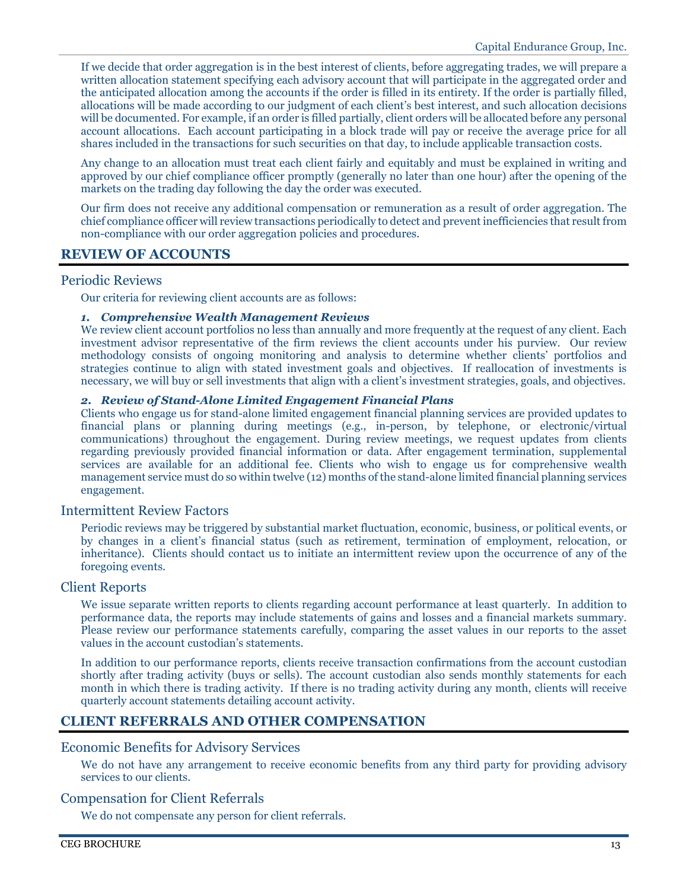If we decide that order aggregation is in the best interest of clients, before aggregating trades, we will prepare a written allocation statement specifying each advisory account that will participate in the aggregated order and the anticipated allocation among the accounts if the order is filled in its entirety. If the order is partially filled, allocations will be made according to our judgment of each client's best interest, and such allocation decisions will be documented. For example, if an order is filled partially, client orders will be allocated before any personal account allocations. Each account participating in a block trade will pay or receive the average price for all shares included in the transactions for such securities on that day, to include applicable transaction costs.

Any change to an allocation must treat each client fairly and equitably and must be explained in writing and approved by our chief compliance officer promptly (generally no later than one hour) after the opening of the markets on the trading day following the day the order was executed.

Our firm does not receive any additional compensation or remuneration as a result of order aggregation. The chief compliance officer will review transactions periodically to detect and prevent inefficiencies that result from non-compliance with our order aggregation policies and procedures.

## REVIEW OF ACCOUNTS

### Periodic Reviews

Our criteria for reviewing client accounts are as follows:

***1. Comprehensive Wealth Management Reviews***

We review client account portfolios no less than annually and more frequently at the request of any client. Each investment advisor representative of the firm reviews the client accounts under his purview. Our review methodology consists of ongoing monitoring and analysis to determine whether clients' portfolios and strategies continue to align with stated investment goals and objectives. If reallocation of investments is necessary, we will buy or sell investments that align with a client's investment strategies, goals, and objectives.

***2. Review of Stand-Alone Limited Engagement Financial Plans***

Clients who engage us for stand-alone limited engagement financial planning services are provided updates to financial plans or planning during meetings (e.g., in-person, by telephone, or electronic/virtual communications) throughout the engagement. During review meetings, we request updates from clients regarding previously provided financial information or data. After engagement termination, supplemental services are available for an additional fee. Clients who wish to engage us for comprehensive wealth management service must do so within twelve (12) months of the stand-alone limited financial planning services engagement.

### Intermittent Review Factors

Periodic reviews may be triggered by substantial market fluctuation, economic, business, or political events, or by changes in a client's financial status (such as retirement, termination of employment, relocation, or inheritance). Clients should contact us to initiate an intermittent review upon the occurrence of any of the foregoing events.

### Client Reports

We issue separate written reports to clients regarding account performance at least quarterly. In addition to performance data, the reports may include statements of gains and losses and a financial markets summary. Please review our performance statements carefully, comparing the asset values in our reports to the asset values in the account custodian's statements.

In addition to our performance reports, clients receive transaction confirmations from the account custodian shortly after trading activity (buys or sells). The account custodian also sends monthly statements for each month in which there is trading activity. If there is no trading activity during any month, clients will receive quarterly account statements detailing account activity.

## CLIENT REFERRALS AND OTHER COMPENSATION

### Economic Benefits for Advisory Services

We do not have any arrangement to receive economic benefits from any third party for providing advisory services to our clients.

### Compensation for Client Referrals

We do not compensate any person for client referrals.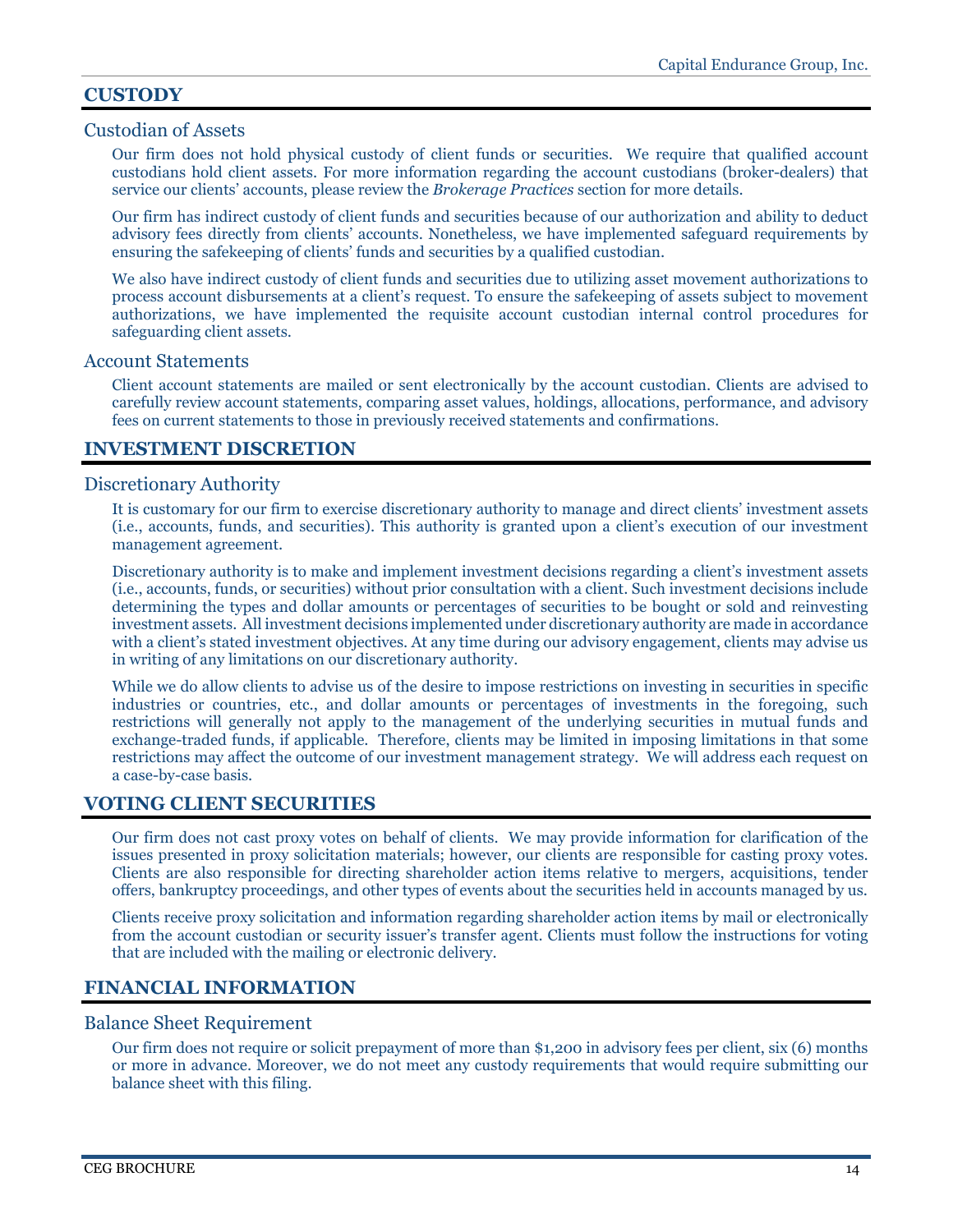## CUSTODY

### Custodian of Assets

Our firm does not hold physical custody of client funds or securities. We require that qualified account custodians hold client assets. For more information regarding the account custodians (broker-dealers) that service our clients' accounts, please review the *Brokerage Practices* section for more details.

Our firm has indirect custody of client funds and securities because of our authorization and ability to deduct advisory fees directly from clients' accounts. Nonetheless, we have implemented safeguard requirements by ensuring the safekeeping of clients' funds and securities by a qualified custodian.

We also have indirect custody of client funds and securities due to utilizing asset movement authorizations to process account disbursements at a client's request. To ensure the safekeeping of assets subject to movement authorizations, we have implemented the requisite account custodian internal control procedures for safeguarding client assets.

### Account Statements

Client account statements are mailed or sent electronically by the account custodian. Clients are advised to carefully review account statements, comparing asset values, holdings, allocations, performance, and advisory fees on current statements to those in previously received statements and confirmations.

## INVESTMENT DISCRETION

### Discretionary Authority

It is customary for our firm to exercise discretionary authority to manage and direct clients' investment assets (i.e., accounts, funds, and securities). This authority is granted upon a client's execution of our investment management agreement.

Discretionary authority is to make and implement investment decisions regarding a client's investment assets (i.e., accounts, funds, or securities) without prior consultation with a client. Such investment decisions include determining the types and dollar amounts or percentages of securities to be bought or sold and reinvesting investment assets. All investment decisions implemented under discretionary authority are made in accordance with a client's stated investment objectives. At any time during our advisory engagement, clients may advise us in writing of any limitations on our discretionary authority.

While we do allow clients to advise us of the desire to impose restrictions on investing in securities in specific industries or countries, etc., and dollar amounts or percentages of investments in the foregoing, such restrictions will generally not apply to the management of the underlying securities in mutual funds and exchange-traded funds, if applicable. Therefore, clients may be limited in imposing limitations in that some restrictions may affect the outcome of our investment management strategy. We will address each request on a case-by-case basis.

## VOTING CLIENT SECURITIES

Our firm does not cast proxy votes on behalf of clients. We may provide information for clarification of the issues presented in proxy solicitation materials; however, our clients are responsible for casting proxy votes. Clients are also responsible for directing shareholder action items relative to mergers, acquisitions, tender offers, bankruptcy proceedings, and other types of events about the securities held in accounts managed by us.

Clients receive proxy solicitation and information regarding shareholder action items by mail or electronically from the account custodian or security issuer's transfer agent. Clients must follow the instructions for voting that are included with the mailing or electronic delivery.

## FINANCIAL INFORMATION

### Balance Sheet Requirement

Our firm does not require or solicit prepayment of more than $1,200 in advisory fees per client, six (6) months or more in advance. Moreover, we do not meet any custody requirements that would require submitting our balance sheet with this filing.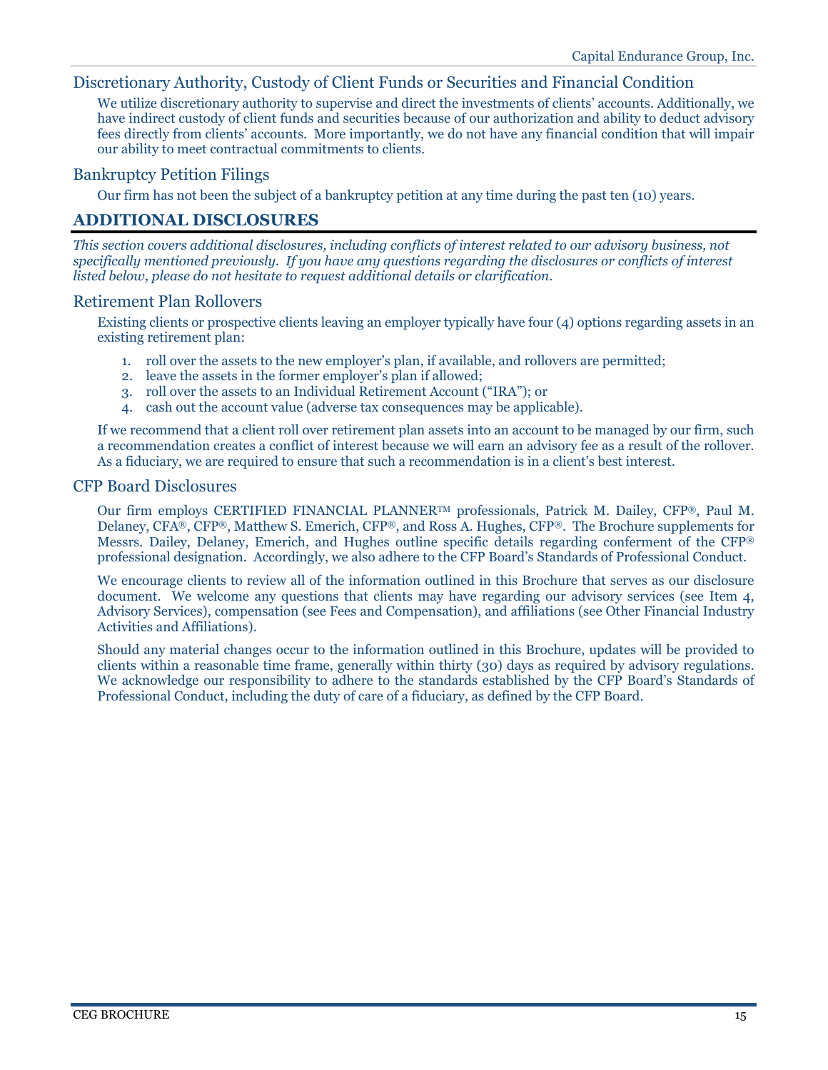## Discretionary Authority, Custody of Client Funds or Securities and Financial Condition

We utilize discretionary authority to supervise and direct the investments of clients' accounts. Additionally, we have indirect custody of client funds and securities because of our authorization and ability to deduct advisory fees directly from clients' accounts. More importantly, we do not have any financial condition that will impair our ability to meet contractual commitments to clients.

## Bankruptcy Petition Filings

Our firm has not been the subject of a bankruptcy petition at any time during the past ten (10) years.

# ADDITIONAL DISCLOSURES

*This section covers additional disclosures, including conflicts of interest related to our advisory business, not specifically mentioned previously. If you have any questions regarding the disclosures or conflicts of interest listed below, please do not hesitate to request additional details or clarification.*

## Retirement Plan Rollovers

Existing clients or prospective clients leaving an employer typically have four (4) options regarding assets in an existing retirement plan:

1. roll over the assets to the new employer's plan, if available, and rollovers are permitted;
2. leave the assets in the former employer's plan if allowed;
3. roll over the assets to an Individual Retirement Account ("IRA"); or
4. cash out the account value (adverse tax consequences may be applicable).

If we recommend that a client roll over retirement plan assets into an account to be managed by our firm, such a recommendation creates a conflict of interest because we will earn an advisory fee as a result of the rollover. As a fiduciary, we are required to ensure that such a recommendation is in a client's best interest.

## CFP Board Disclosures

Our firm employs CERTIFIED FINANCIAL PLANNER™ professionals, Patrick M. Dailey, CFP®, Paul M. Delaney, CFA®, CFP®, Matthew S. Emerich, CFP®, and Ross A. Hughes, CFP®. The Brochure supplements for Messrs. Dailey, Delaney, Emerich, and Hughes outline specific details regarding conferment of the CFP® professional designation. Accordingly, we also adhere to the CFP Board's Standards of Professional Conduct.

We encourage clients to review all of the information outlined in this Brochure that serves as our disclosure document. We welcome any questions that clients may have regarding our advisory services (see Item 4, Advisory Services), compensation (see Fees and Compensation), and affiliations (see Other Financial Industry Activities and Affiliations).

Should any material changes occur to the information outlined in this Brochure, updates will be provided to clients within a reasonable time frame, generally within thirty (30) days as required by advisory regulations. We acknowledge our responsibility to adhere to the standards established by the CFP Board's Standards of Professional Conduct, including the duty of care of a fiduciary, as defined by the CFP Board.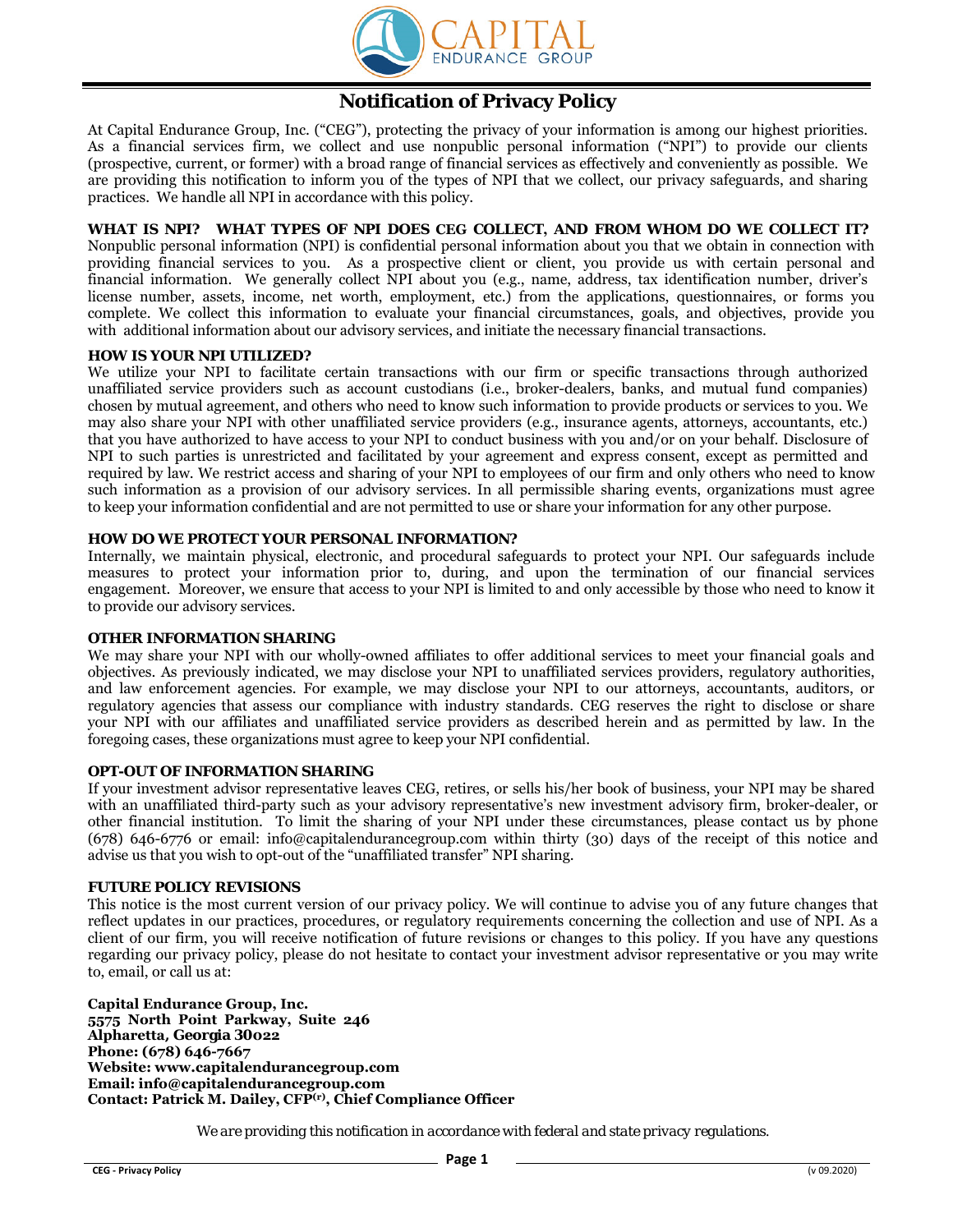CAPITAL ENDURANCE GROUP

# Notification of Privacy Policy

At Capital Endurance Group, Inc. ("CEG"), protecting the privacy of your information is among our highest priorities. As a financial services firm, we collect and use nonpublic personal information ("NPI") to provide our clients (prospective, current, or former) with a broad range of financial services as effectively and conveniently as possible. We are providing this notification to inform you of the types of NPI that we collect, our privacy safeguards, and sharing practices. We handle all NPI in accordance with this policy.

**WHAT IS NPI? WHAT TYPES OF NPI DOES CEG COLLECT, AND FROM WHOM DO WE COLLECT IT?**
Nonpublic personal information (NPI) is confidential personal information about you that we obtain in connection with providing financial services to you. As a prospective client or client, you provide us with certain personal and financial information. We generally collect NPI about you (e.g., name, address, tax identification number, driver's license number, assets, income, net worth, employment, etc.) from the applications, questionnaires, or forms you complete. We collect this information to evaluate your financial circumstances, goals, and objectives, provide you with additional information about our advisory services, and initiate the necessary financial transactions.

**HOW IS YOUR NPI UTILIZED?**
We utilize your NPI to facilitate certain transactions with our firm or specific transactions through authorized unaffiliated service providers such as account custodians (i.e., broker-dealers, banks, and mutual fund companies) chosen by mutual agreement, and others who need to know such information to provide products or services to you. We may also share your NPI with other unaffiliated service providers (e.g., insurance agents, attorneys, accountants, etc.) that you have authorized to have access to your NPI to conduct business with you and/or on your behalf. Disclosure of NPI to such parties is unrestricted and facilitated by your agreement and express consent, except as permitted and required by law. We restrict access and sharing of your NPI to employees of our firm and only others who need to know such information as a provision of our advisory services. In all permissible sharing events, organizations must agree to keep your information confidential and are not permitted to use or share your information for any other purpose.

**HOW DO WE PROTECT YOUR PERSONAL INFORMATION?**
Internally, we maintain physical, electronic, and procedural safeguards to protect your NPI. Our safeguards include measures to protect your information prior to, during, and upon the termination of our financial services engagement. Moreover, we ensure that access to your NPI is limited to and only accessible by those who need to know it to provide our advisory services.

**OTHER INFORMATION SHARING**
We may share your NPI with our wholly-owned affiliates to offer additional services to meet your financial goals and objectives. As previously indicated, we may disclose your NPI to unaffiliated services providers, regulatory authorities, and law enforcement agencies. For example, we may disclose your NPI to our attorneys, accountants, auditors, or regulatory agencies that assess our compliance with industry standards. CEG reserves the right to disclose or share your NPI with our affiliates and unaffiliated service providers as described herein and as permitted by law. In the foregoing cases, these organizations must agree to keep your NPI confidential.

**OPT-OUT OF INFORMATION SHARING**
If your investment advisor representative leaves CEG, retires, or sells his/her book of business, your NPI may be shared with an unaffiliated third-party such as your advisory representative's new investment advisory firm, broker-dealer, or other financial institution. To limit the sharing of your NPI under these circumstances, please contact us by phone (678) 646-6776 or email: info@capitalendurancegroup.com within thirty (30) days of the receipt of this notice and advise us that you wish to opt-out of the "unaffiliated transfer" NPI sharing.

**FUTURE POLICY REVISIONS**
This notice is the most current version of our privacy policy. We will continue to advise you of any future changes that reflect updates in our practices, procedures, or regulatory requirements concerning the collection and use of NPI. As a client of our firm, you will receive notification of future revisions or changes to this policy. If you have any questions regarding our privacy policy, please do not hesitate to contact your investment advisor representative or you may write to, email, or call us at:

**Capital Endurance Group, Inc.**
**5575 North Point Parkway, Suite 246**
**Alpharetta, Georgia 30022**
**Phone: (678) 646-7667**
**Website: www.capitalendurancegroup.com**
**Email: info@capitalendurancegroup.com**
**Contact: Patrick M. Dailey, CFP(r), Chief Compliance Officer**

*We are providing this notification in accordance with federal and state privacy regulations.*

CEG - Privacy Policy (v 09.2020)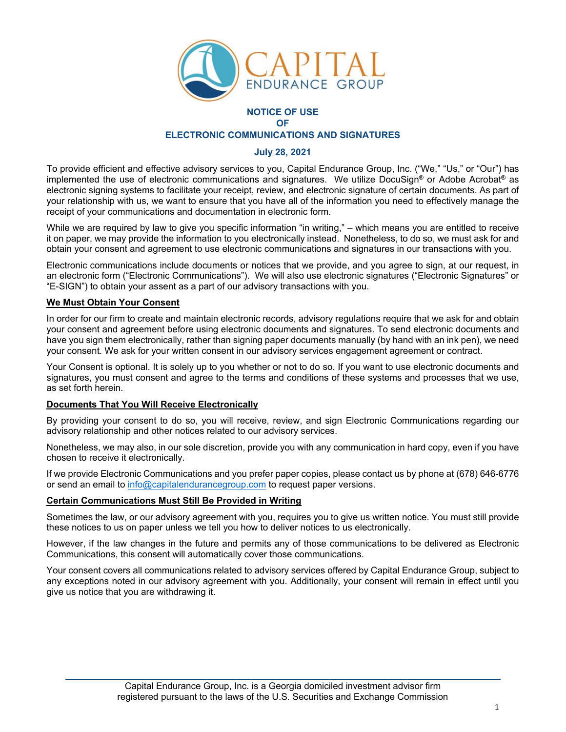# NOTICE OF USE
# OF
# ELECTRONIC COMMUNICATIONS AND SIGNATURES

**July 28, 2021**

To provide efficient and effective advisory services to you, Capital Endurance Group, Inc. ("We," "Us," or "Our") has implemented the use of electronic communications and signatures. We utilize DocuSign® or Adobe Acrobat® as electronic signing systems to facilitate your receipt, review, and electronic signature of certain documents. As part of your relationship with us, we want to ensure that you have all of the information you need to effectively manage the receipt of your communications and documentation in electronic form.

While we are required by law to give you specific information "in writing," – which means you are entitled to receive it on paper, we may provide the information to you electronically instead. Nonetheless, to do so, we must ask for and obtain your consent and agreement to use electronic communications and signatures in our transactions with you.

Electronic communications include documents or notices that we provide, and you agree to sign, at our request, in an electronic form ("Electronic Communications"). We will also use electronic signatures ("Electronic Signatures" or "E-SIGN") to obtain your assent as a part of our advisory transactions with you.

## We Must Obtain Your Consent

In order for our firm to create and maintain electronic records, advisory regulations require that we ask for and obtain your consent and agreement before using electronic documents and signatures. To send electronic documents and have you sign them electronically, rather than signing paper documents manually (by hand with an ink pen), we need your consent. We ask for your written consent in our advisory services engagement agreement or contract.

Your Consent is optional. It is solely up to you whether or not to do so. If you want to use electronic documents and signatures, you must consent and agree to the terms and conditions of these systems and processes that we use, as set forth herein.

## Documents That You Will Receive Electronically

By providing your consent to do so, you will receive, review, and sign Electronic Communications regarding our advisory relationship and other notices related to our advisory services.

Nonetheless, we may also, in our sole discretion, provide you with any communication in hard copy, even if you have chosen to receive it electronically.

If we provide Electronic Communications and you prefer paper copies, please contact us by phone at (678) 646-6776 or send an email to info@capitalendurancegroup.com to request paper versions.

## Certain Communications Must Still Be Provided in Writing

Sometimes the law, or our advisory agreement with you, requires you to give us written notice. You must still provide these notices to us on paper unless we tell you how to deliver notices to us electronically.

However, if the law changes in the future and permits any of those communications to be delivered as Electronic Communications, this consent will automatically cover those communications.

Your consent covers all communications related to advisory services offered by Capital Endurance Group, subject to any exceptions noted in our advisory agreement with you. Additionally, your consent will remain in effect until you give us notice that you are withdrawing it.

Capital Endurance Group, Inc. is a Georgia domiciled investment advisor firm registered pursuant to the laws of the U.S. Securities and Exchange Commission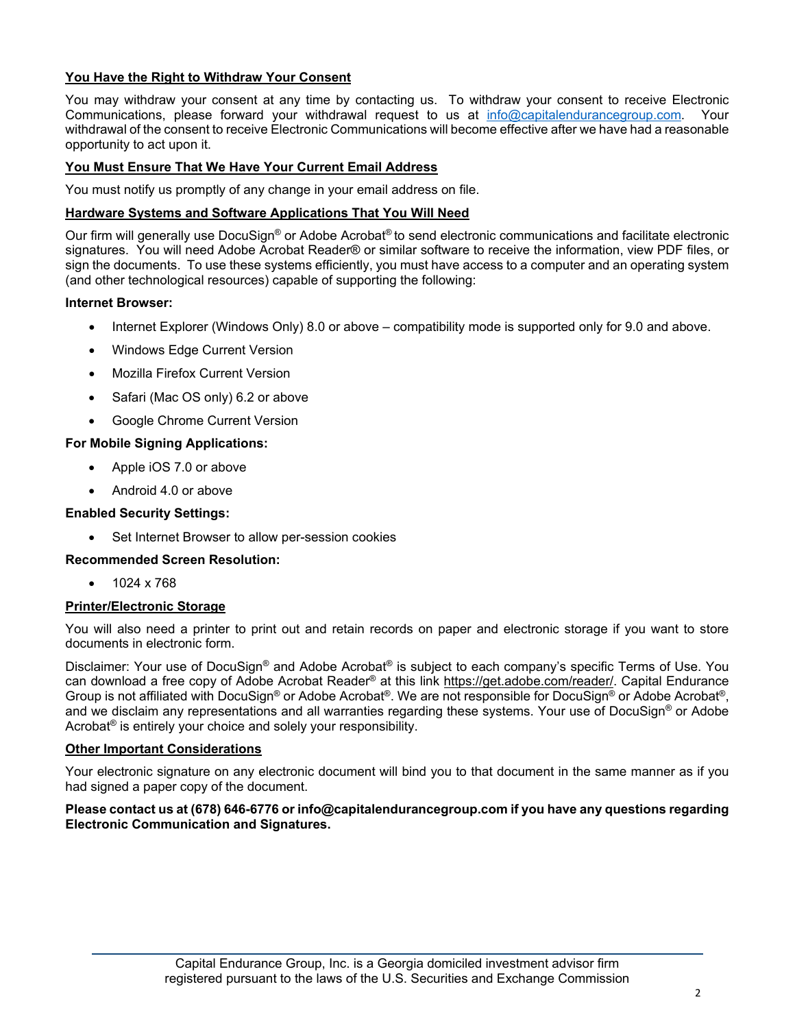**<u>You Have the Right to Withdraw Your Consent</u>**

You may withdraw your consent at any time by contacting us. To withdraw your consent to receive Electronic Communications, please forward your withdrawal request to us at info@capitalendurancegroup.com. Your withdrawal of the consent to receive Electronic Communications will become effective after we have had a reasonable opportunity to act upon it.

**<u>You Must Ensure That We Have Your Current Email Address</u>**

You must notify us promptly of any change in your email address on file.

**<u>Hardware Systems and Software Applications That You Will Need</u>**

Our firm will generally use DocuSign® or Adobe Acrobat® to send electronic communications and facilitate electronic signatures. You will need Adobe Acrobat Reader® or similar software to receive the information, view PDF files, or sign the documents. To use these systems efficiently, you must have access to a computer and an operating system (and other technological resources) capable of supporting the following:

**Internet Browser:**

- Internet Explorer (Windows Only) 8.0 or above – compatibility mode is supported only for 9.0 and above.
- Windows Edge Current Version
- Mozilla Firefox Current Version
- Safari (Mac OS only) 6.2 or above
- Google Chrome Current Version

**For Mobile Signing Applications:**

- Apple iOS 7.0 or above
- Android 4.0 or above

**Enabled Security Settings:**

- Set Internet Browser to allow per-session cookies

**Recommended Screen Resolution:**

- 1024 x 768

**<u>Printer/Electronic Storage</u>**

You will also need a printer to print out and retain records on paper and electronic storage if you want to store documents in electronic form.

Disclaimer: Your use of DocuSign® and Adobe Acrobat® is subject to each company's specific Terms of Use. You can download a free copy of Adobe Acrobat Reader® at this link https://get.adobe.com/reader/. Capital Endurance Group is not affiliated with DocuSign® or Adobe Acrobat®. We are not responsible for DocuSign® or Adobe Acrobat®, and we disclaim any representations and all warranties regarding these systems. Your use of DocuSign® or Adobe Acrobat® is entirely your choice and solely your responsibility.

**<u>Other Important Considerations</u>**

Your electronic signature on any electronic document will bind you to that document in the same manner as if you had signed a paper copy of the document.

**Please contact us at (678) 646-6776 or info@capitalendurancegroup.com if you have any questions regarding Electronic Communication and Signatures.**

Capital Endurance Group, Inc. is a Georgia domiciled investment advisor firm registered pursuant to the laws of the U.S. Securities and Exchange Commission